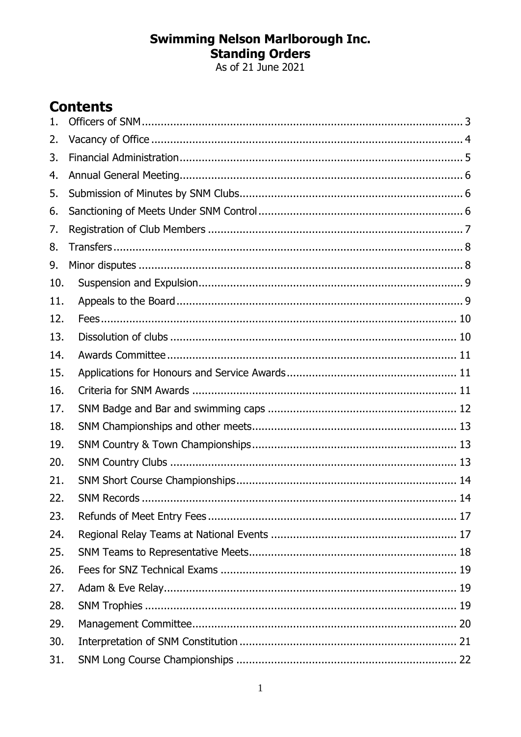# Swimming Nelson Marlborough Inc.
# Standing Orders

As of 21 June 2021

## Contents

1. Officers of SNM ..... 3
2. Vacancy of Office ..... 4
3. Financial Administration ..... 5
4. Annual General Meeting ..... 6
5. Submission of Minutes by SNM Clubs ..... 6
6. Sanctioning of Meets Under SNM Control ..... 6
7. Registration of Club Members ..... 7
8. Transfers ..... 8
9. Minor disputes ..... 8
10. Suspension and Expulsion ..... 9
11. Appeals to the Board ..... 9
12. Fees ..... 10
13. Dissolution of clubs ..... 10
14. Awards Committee ..... 11
15. Applications for Honours and Service Awards ..... 11
16. Criteria for SNM Awards ..... 11
17. SNM Badge and Bar and swimming caps ..... 12
18. SNM Championships and other meets ..... 13
19. SNM Country & Town Championships ..... 13
20. SNM Country Clubs ..... 13
21. SNM Short Course Championships ..... 14
22. SNM Records ..... 14
23. Refunds of Meet Entry Fees ..... 17
24. Regional Relay Teams at National Events ..... 17
25. SNM Teams to Representative Meets ..... 18
26. Fees for SNZ Technical Exams ..... 19
27. Adam & Eve Relay ..... 19
28. SNM Trophies ..... 19
29. Management Committee ..... 20
30. Interpretation of SNM Constitution ..... 21
31. SNM Long Course Championships ..... 22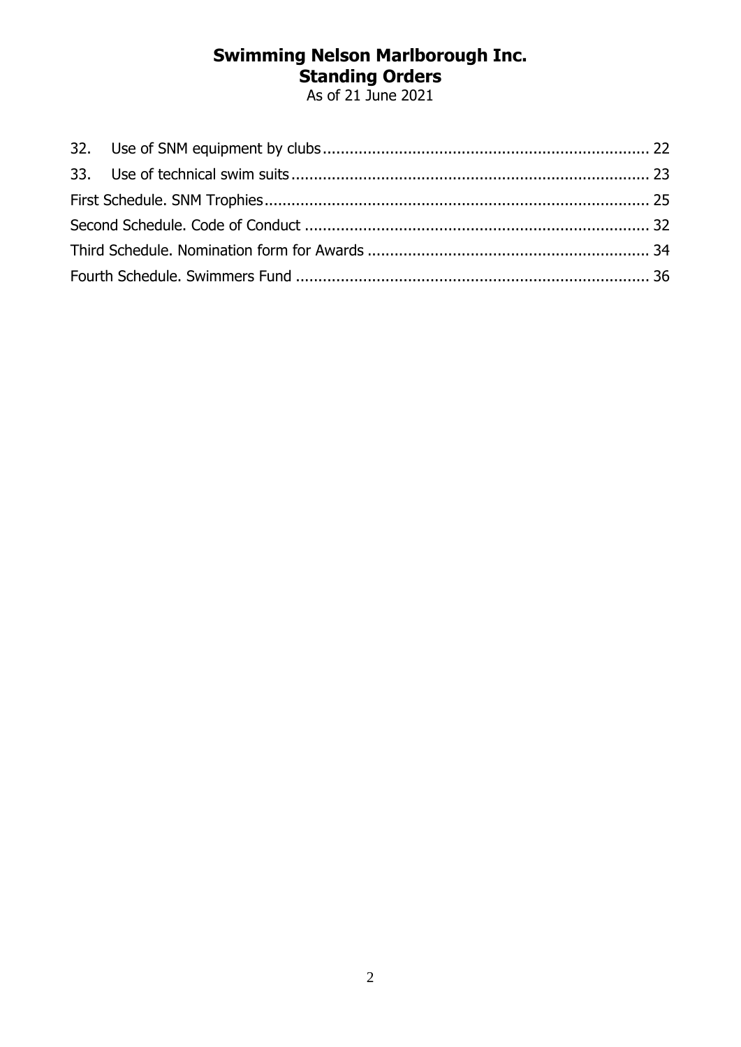32. Use of SNM equipment by clubs ........................................................................ 22

33. Use of technical swim suits ................................................................................ 23

First Schedule. SNM Trophies ..................................................................................... 25

Second Schedule. Code of Conduct ............................................................................ 32

Third Schedule. Nomination form for Awards .............................................................. 34

Fourth Schedule. Swimmers Fund .............................................................................. 36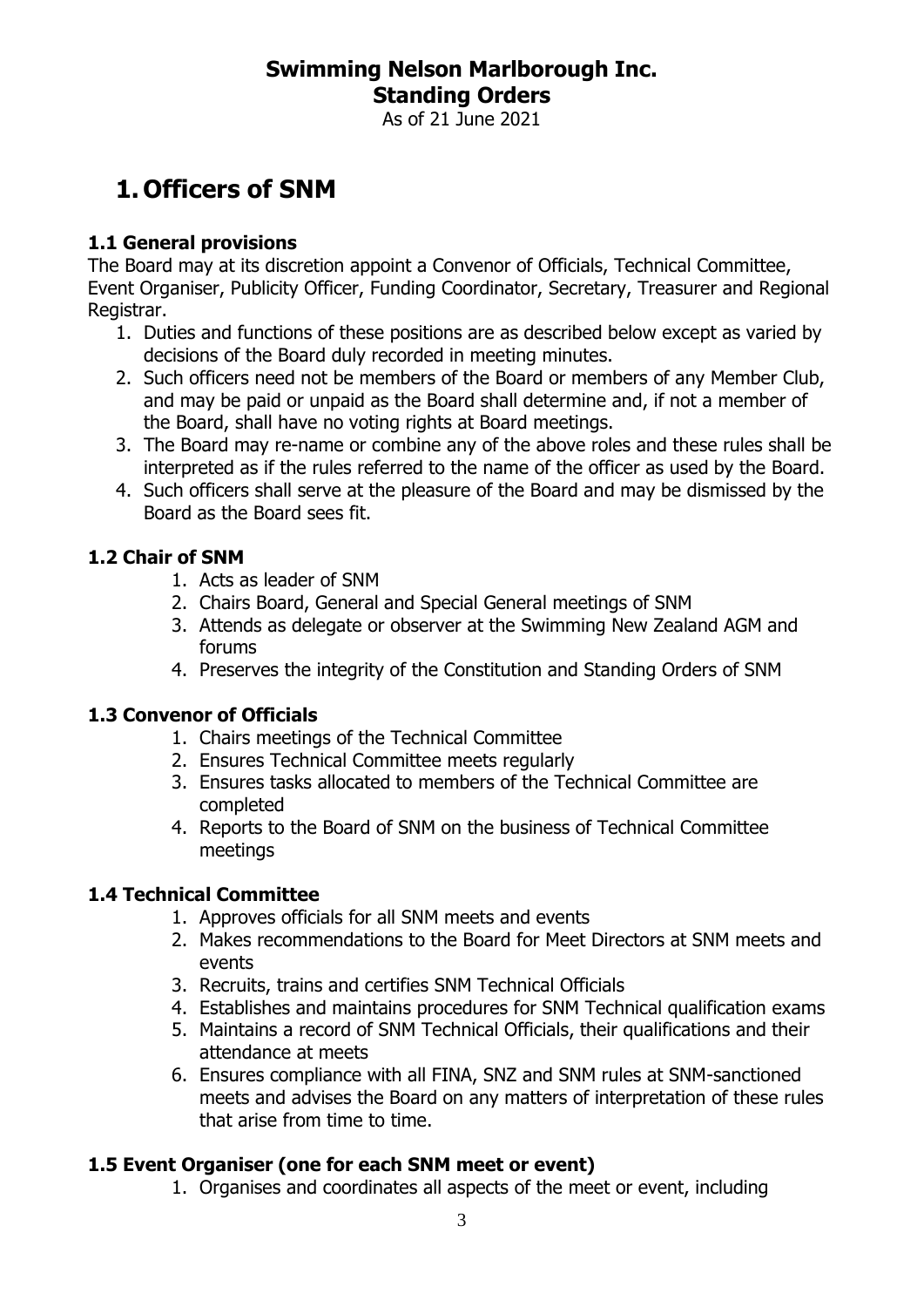# Swimming Nelson Marlborough Inc.
# Standing Orders

As of 21 June 2021

# 1. Officers of SNM

### 1.1 General provisions

The Board may at its discretion appoint a Convenor of Officials, Technical Committee, Event Organiser, Publicity Officer, Funding Coordinator, Secretary, Treasurer and Regional Registrar.

1. Duties and functions of these positions are as described below except as varied by decisions of the Board duly recorded in meeting minutes.
2. Such officers need not be members of the Board or members of any Member Club, and may be paid or unpaid as the Board shall determine and, if not a member of the Board, shall have no voting rights at Board meetings.
3. The Board may re-name or combine any of the above roles and these rules shall be interpreted as if the rules referred to the name of the officer as used by the Board.
4. Such officers shall serve at the pleasure of the Board and may be dismissed by the Board as the Board sees fit.

### 1.2 Chair of SNM

1. Acts as leader of SNM
2. Chairs Board, General and Special General meetings of SNM
3. Attends as delegate or observer at the Swimming New Zealand AGM and forums
4. Preserves the integrity of the Constitution and Standing Orders of SNM

### 1.3 Convenor of Officials

1. Chairs meetings of the Technical Committee
2. Ensures Technical Committee meets regularly
3. Ensures tasks allocated to members of the Technical Committee are completed
4. Reports to the Board of SNM on the business of Technical Committee meetings

### 1.4 Technical Committee

1. Approves officials for all SNM meets and events
2. Makes recommendations to the Board for Meet Directors at SNM meets and events
3. Recruits, trains and certifies SNM Technical Officials
4. Establishes and maintains procedures for SNM Technical qualification exams
5. Maintains a record of SNM Technical Officials, their qualifications and their attendance at meets
6. Ensures compliance with all FINA, SNZ and SNM rules at SNM-sanctioned meets and advises the Board on any matters of interpretation of these rules that arise from time to time.

### 1.5 Event Organiser (one for each SNM meet or event)

1. Organises and coordinates all aspects of the meet or event, including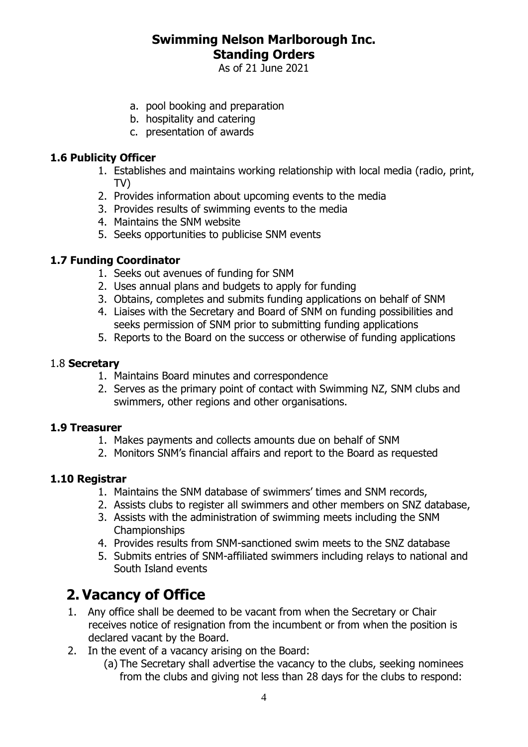a. pool booking and preparation
b. hospitality and catering
c. presentation of awards

### 1.6 Publicity Officer

1. Establishes and maintains working relationship with local media (radio, print, TV)
2. Provides information about upcoming events to the media
3. Provides results of swimming events to the media
4. Maintains the SNM website
5. Seeks opportunities to publicise SNM events

### 1.7 Funding Coordinator

1. Seeks out avenues of funding for SNM
2. Uses annual plans and budgets to apply for funding
3. Obtains, completes and submits funding applications on behalf of SNM
4. Liaises with the Secretary and Board of SNM on funding possibilities and seeks permission of SNM prior to submitting funding applications
5. Reports to the Board on the success or otherwise of funding applications

### 1.8 **Secretary**

1. Maintains Board minutes and correspondence
2. Serves as the primary point of contact with Swimming NZ, SNM clubs and swimmers, other regions and other organisations.

### 1.9 Treasurer

1. Makes payments and collects amounts due on behalf of SNM
2. Monitors SNM's financial affairs and report to the Board as requested

### 1.10 Registrar

1. Maintains the SNM database of swimmers' times and SNM records,
2. Assists clubs to register all swimmers and other members on SNZ database,
3. Assists with the administration of swimming meets including the SNM Championships
4. Provides results from SNM-sanctioned swim meets to the SNZ database
5. Submits entries of SNM-affiliated swimmers including relays to national and South Island events

## 2. Vacancy of Office

1. Any office shall be deemed to be vacant from when the Secretary or Chair receives notice of resignation from the incumbent or from when the position is declared vacant by the Board.
2. In the event of a vacancy arising on the Board:
   (a) The Secretary shall advertise the vacancy to the clubs, seeking nominees from the clubs and giving not less than 28 days for the clubs to respond: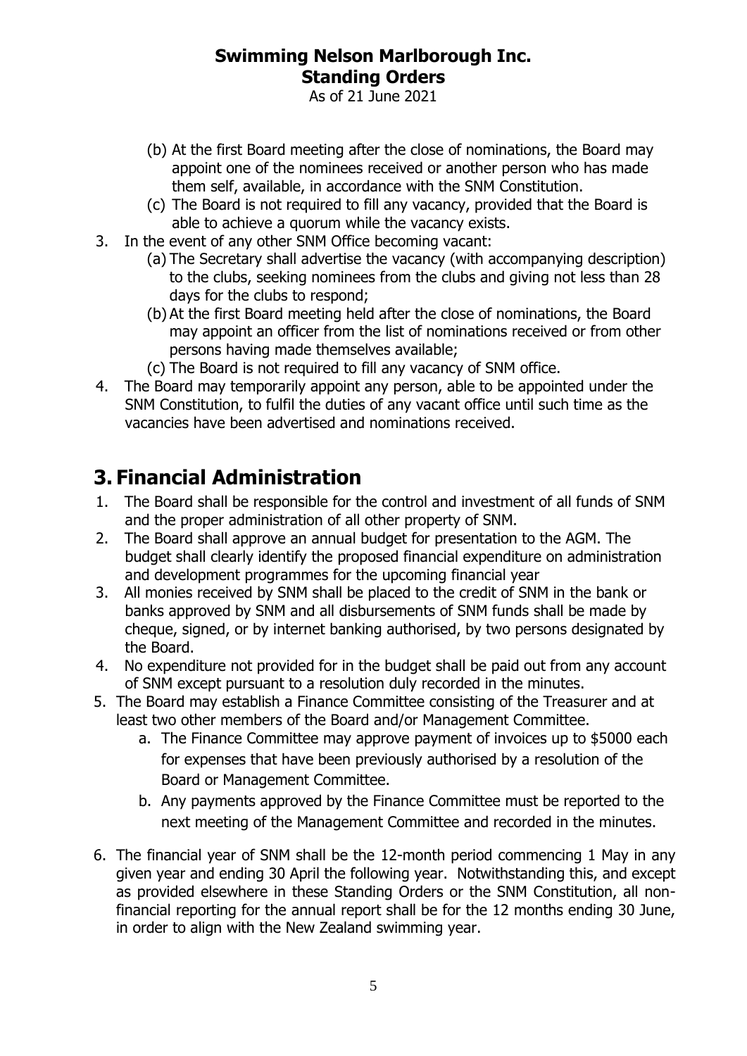(b) At the first Board meeting after the close of nominations, the Board may appoint one of the nominees received or another person who has made them self, available, in accordance with the SNM Constitution.

(c) The Board is not required to fill any vacancy, provided that the Board is able to achieve a quorum while the vacancy exists.

3. In the event of any other SNM Office becoming vacant:
   (a) The Secretary shall advertise the vacancy (with accompanying description) to the clubs, seeking nominees from the clubs and giving not less than 28 days for the clubs to respond;
   (b) At the first Board meeting held after the close of nominations, the Board may appoint an officer from the list of nominations received or from other persons having made themselves available;
   (c) The Board is not required to fill any vacancy of SNM office.
4. The Board may temporarily appoint any person, able to be appointed under the SNM Constitution, to fulfil the duties of any vacant office until such time as the vacancies have been advertised and nominations received.

# 3. Financial Administration

1. The Board shall be responsible for the control and investment of all funds of SNM and the proper administration of all other property of SNM.
2. The Board shall approve an annual budget for presentation to the AGM. The budget shall clearly identify the proposed financial expenditure on administration and development programmes for the upcoming financial year
3. All monies received by SNM shall be placed to the credit of SNM in the bank or banks approved by SNM and all disbursements of SNM funds shall be made by cheque, signed, or by internet banking authorised, by two persons designated by the Board.
4. No expenditure not provided for in the budget shall be paid out from any account of SNM except pursuant to a resolution duly recorded in the minutes.
5. The Board may establish a Finance Committee consisting of the Treasurer and at least two other members of the Board and/or Management Committee.
   a. The Finance Committee may approve payment of invoices up to $5000 each for expenses that have been previously authorised by a resolution of the Board or Management Committee.
   b. Any payments approved by the Finance Committee must be reported to the next meeting of the Management Committee and recorded in the minutes.
6. The financial year of SNM shall be the 12-month period commencing 1 May in any given year and ending 30 April the following year. Notwithstanding this, and except as provided elsewhere in these Standing Orders or the SNM Constitution, all non-financial reporting for the annual report shall be for the 12 months ending 30 June, in order to align with the New Zealand swimming year.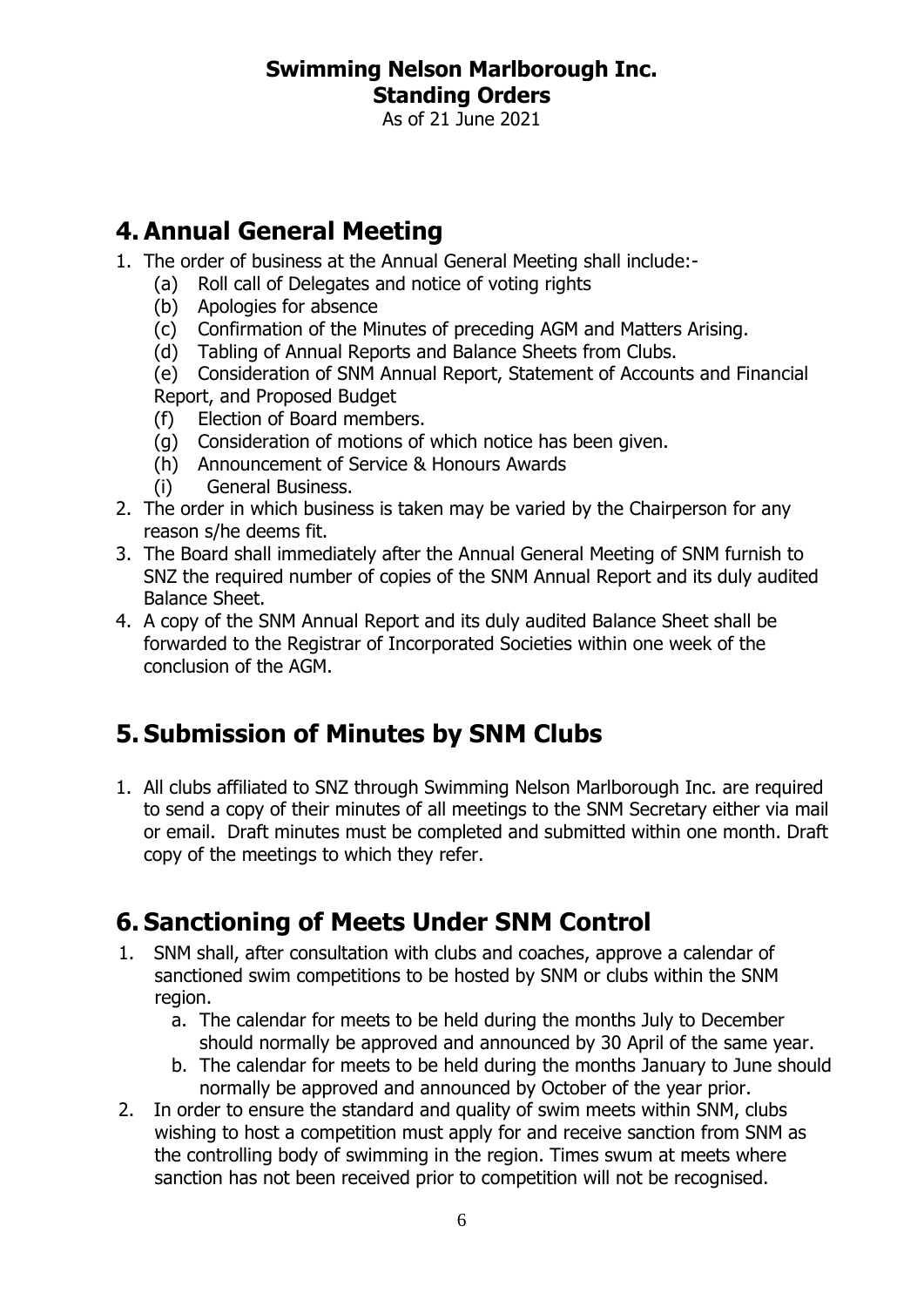**Swimming Nelson Marlborough Inc.**
**Standing Orders**
As of 21 June 2021

# 4. Annual General Meeting

1. The order of business at the Annual General Meeting shall include:-
   (a) Roll call of Delegates and notice of voting rights
   (b) Apologies for absence
   (c) Confirmation of the Minutes of preceding AGM and Matters Arising.
   (d) Tabling of Annual Reports and Balance Sheets from Clubs.
   (e) Consideration of SNM Annual Report, Statement of Accounts and Financial Report, and Proposed Budget
   (f) Election of Board members.
   (g) Consideration of motions of which notice has been given.
   (h) Announcement of Service & Honours Awards
   (i) General Business.
2. The order in which business is taken may be varied by the Chairperson for any reason s/he deems fit.
3. The Board shall immediately after the Annual General Meeting of SNM furnish to SNZ the required number of copies of the SNM Annual Report and its duly audited Balance Sheet.
4. A copy of the SNM Annual Report and its duly audited Balance Sheet shall be forwarded to the Registrar of Incorporated Societies within one week of the conclusion of the AGM.

# 5. Submission of Minutes by SNM Clubs

1. All clubs affiliated to SNZ through Swimming Nelson Marlborough Inc. are required to send a copy of their minutes of all meetings to the SNM Secretary either via mail or email. Draft minutes must be completed and submitted within one month. Draft copy of the meetings to which they refer.

# 6. Sanctioning of Meets Under SNM Control

1. SNM shall, after consultation with clubs and coaches, approve a calendar of sanctioned swim competitions to be hosted by SNM or clubs within the SNM region.
   a. The calendar for meets to be held during the months July to December should normally be approved and announced by 30 April of the same year.
   b. The calendar for meets to be held during the months January to June should normally be approved and announced by October of the year prior.
2. In order to ensure the standard and quality of swim meets within SNM, clubs wishing to host a competition must apply for and receive sanction from SNM as the controlling body of swimming in the region. Times swum at meets where sanction has not been received prior to competition will not be recognised.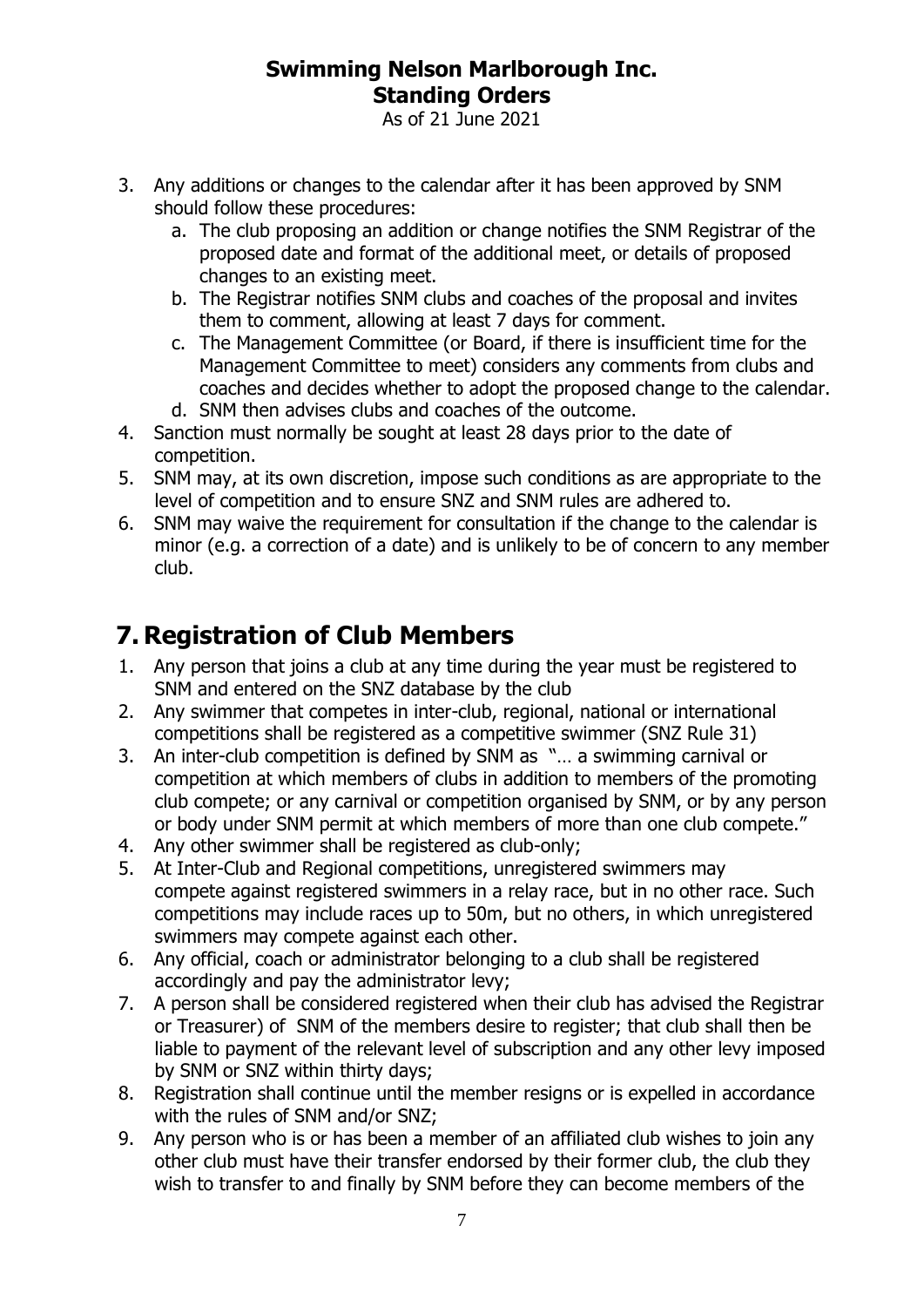3. Any additions or changes to the calendar after it has been approved by SNM should follow these procedures:
   a. The club proposing an addition or change notifies the SNM Registrar of the proposed date and format of the additional meet, or details of proposed changes to an existing meet.
   b. The Registrar notifies SNM clubs and coaches of the proposal and invites them to comment, allowing at least 7 days for comment.
   c. The Management Committee (or Board, if there is insufficient time for the Management Committee to meet) considers any comments from clubs and coaches and decides whether to adopt the proposed change to the calendar.
   d. SNM then advises clubs and coaches of the outcome.
4. Sanction must normally be sought at least 28 days prior to the date of competition.
5. SNM may, at its own discretion, impose such conditions as are appropriate to the level of competition and to ensure SNZ and SNM rules are adhered to.
6. SNM may waive the requirement for consultation if the change to the calendar is minor (e.g. a correction of a date) and is unlikely to be of concern to any member club.

# 7. Registration of Club Members

1. Any person that joins a club at any time during the year must be registered to SNM and entered on the SNZ database by the club
2. Any swimmer that competes in inter-club, regional, national or international competitions shall be registered as a competitive swimmer (SNZ Rule 31)
3. An inter-club competition is defined by SNM as "… a swimming carnival or competition at which members of clubs in addition to members of the promoting club compete; or any carnival or competition organised by SNM, or by any person or body under SNM permit at which members of more than one club compete."
4. Any other swimmer shall be registered as club-only;
5. At Inter-Club and Regional competitions, unregistered swimmers may compete against registered swimmers in a relay race, but in no other race. Such competitions may include races up to 50m, but no others, in which unregistered swimmers may compete against each other.
6. Any official, coach or administrator belonging to a club shall be registered accordingly and pay the administrator levy;
7. A person shall be considered registered when their club has advised the Registrar or Treasurer) of SNM of the members desire to register; that club shall then be liable to payment of the relevant level of subscription and any other levy imposed by SNM or SNZ within thirty days;
8. Registration shall continue until the member resigns or is expelled in accordance with the rules of SNM and/or SNZ;
9. Any person who is or has been a member of an affiliated club wishes to join any other club must have their transfer endorsed by their former club, the club they wish to transfer to and finally by SNM before they can become members of the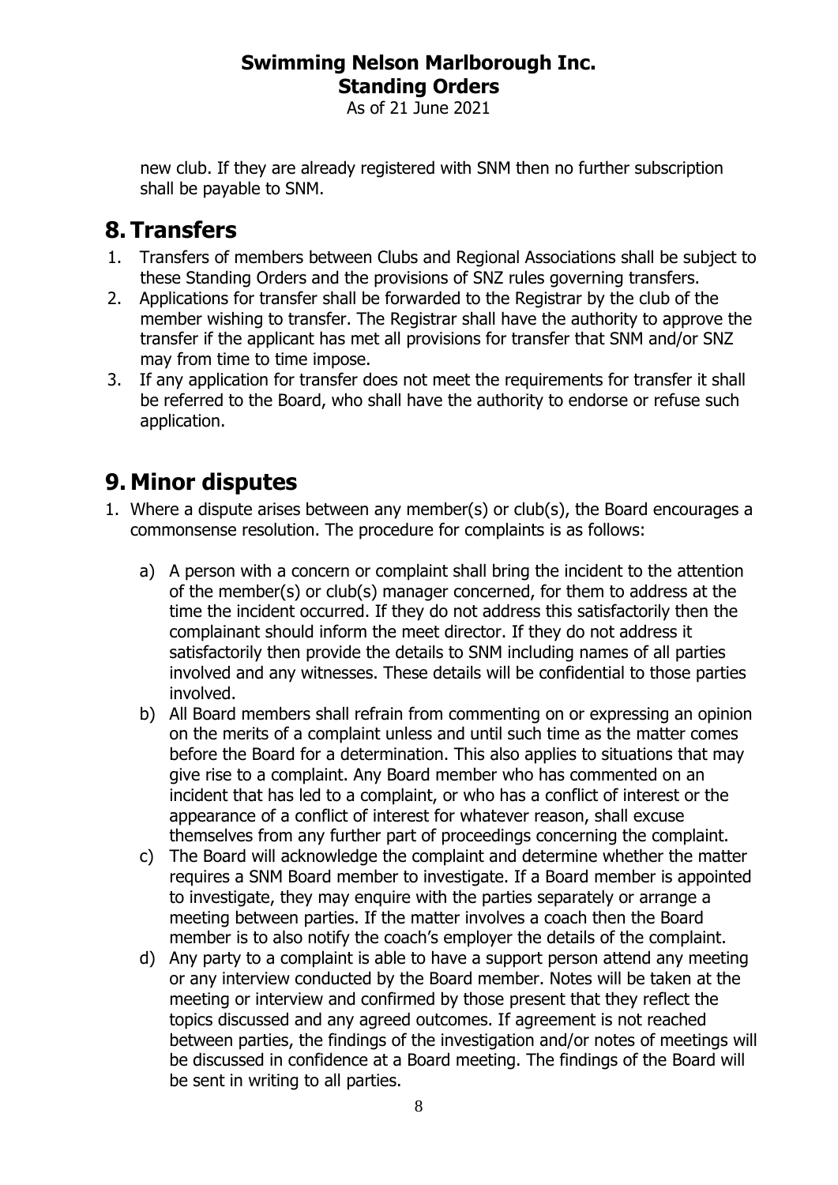new club. If they are already registered with SNM then no further subscription shall be payable to SNM.

# 8. Transfers

1. Transfers of members between Clubs and Regional Associations shall be subject to these Standing Orders and the provisions of SNZ rules governing transfers.
2. Applications for transfer shall be forwarded to the Registrar by the club of the member wishing to transfer. The Registrar shall have the authority to approve the transfer if the applicant has met all provisions for transfer that SNM and/or SNZ may from time to time impose.
3. If any application for transfer does not meet the requirements for transfer it shall be referred to the Board, who shall have the authority to endorse or refuse such application.

# 9. Minor disputes

1. Where a dispute arises between any member(s) or club(s), the Board encourages a commonsense resolution. The procedure for complaints is as follows:

   a) A person with a concern or complaint shall bring the incident to the attention of the member(s) or club(s) manager concerned, for them to address at the time the incident occurred. If they do not address this satisfactorily then the complainant should inform the meet director. If they do not address it satisfactorily then provide the details to SNM including names of all parties involved and any witnesses. These details will be confidential to those parties involved.
   
   b) All Board members shall refrain from commenting on or expressing an opinion on the merits of a complaint unless and until such time as the matter comes before the Board for a determination. This also applies to situations that may give rise to a complaint. Any Board member who has commented on an incident that has led to a complaint, or who has a conflict of interest or the appearance of a conflict of interest for whatever reason, shall excuse themselves from any further part of proceedings concerning the complaint.
   
   c) The Board will acknowledge the complaint and determine whether the matter requires a SNM Board member to investigate. If a Board member is appointed to investigate, they may enquire with the parties separately or arrange a meeting between parties. If the matter involves a coach then the Board member is to also notify the coach's employer the details of the complaint.
   
   d) Any party to a complaint is able to have a support person attend any meeting or any interview conducted by the Board member. Notes will be taken at the meeting or interview and confirmed by those present that they reflect the topics discussed and any agreed outcomes. If agreement is not reached between parties, the findings of the investigation and/or notes of meetings will be discussed in confidence at a Board meeting. The findings of the Board will be sent in writing to all parties.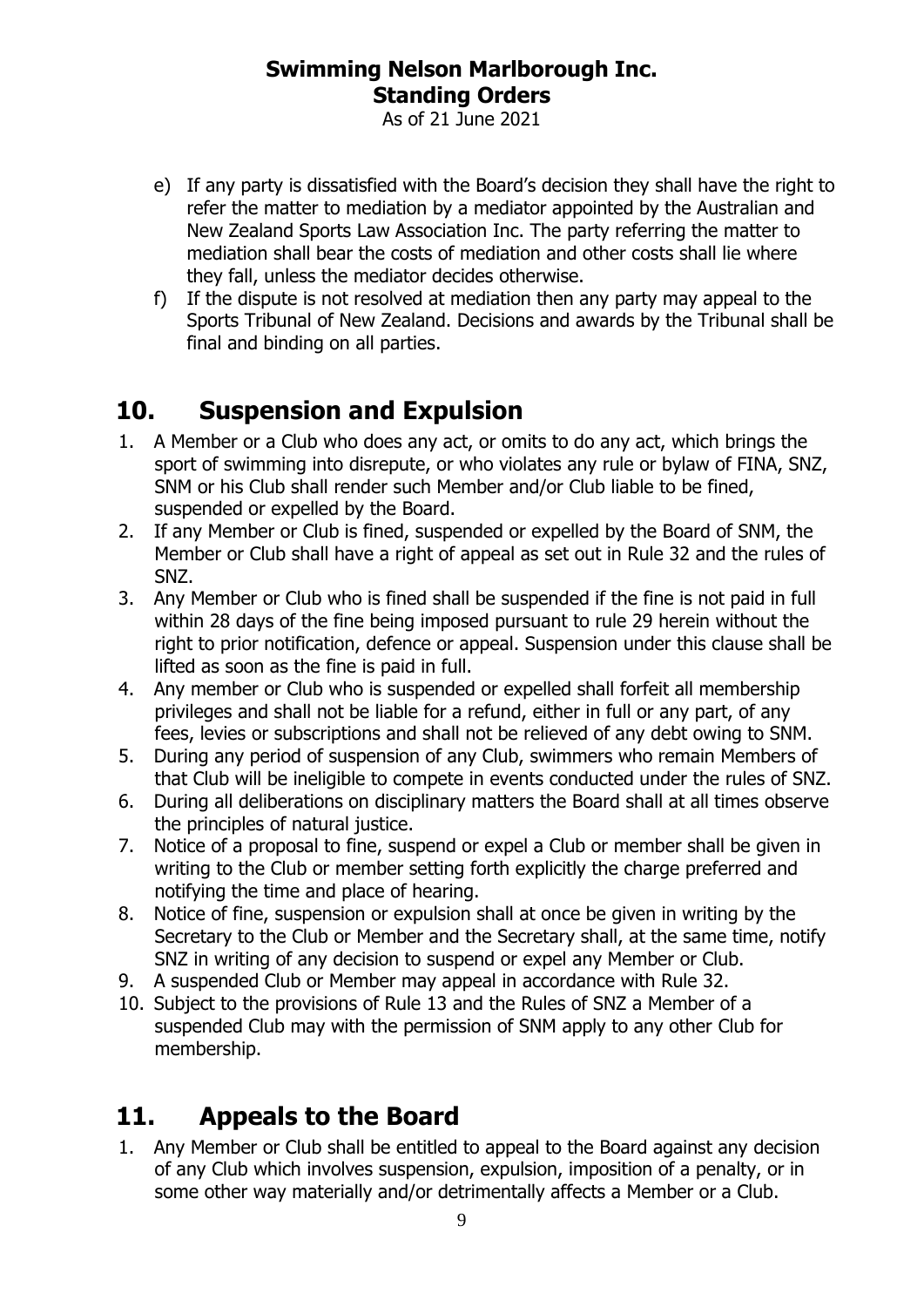e) If any party is dissatisfied with the Board's decision they shall have the right to refer the matter to mediation by a mediator appointed by the Australian and New Zealand Sports Law Association Inc. The party referring the matter to mediation shall bear the costs of mediation and other costs shall lie where they fall, unless the mediator decides otherwise.

f) If the dispute is not resolved at mediation then any party may appeal to the Sports Tribunal of New Zealand. Decisions and awards by the Tribunal shall be final and binding on all parties.

## 10. Suspension and Expulsion

1. A Member or a Club who does any act, or omits to do any act, which brings the sport of swimming into disrepute, or who violates any rule or bylaw of FINA, SNZ, SNM or his Club shall render such Member and/or Club liable to be fined, suspended or expelled by the Board.
2. If any Member or Club is fined, suspended or expelled by the Board of SNM, the Member or Club shall have a right of appeal as set out in Rule 32 and the rules of SNZ.
3. Any Member or Club who is fined shall be suspended if the fine is not paid in full within 28 days of the fine being imposed pursuant to rule 29 herein without the right to prior notification, defence or appeal. Suspension under this clause shall be lifted as soon as the fine is paid in full.
4. Any member or Club who is suspended or expelled shall forfeit all membership privileges and shall not be liable for a refund, either in full or any part, of any fees, levies or subscriptions and shall not be relieved of any debt owing to SNM.
5. During any period of suspension of any Club, swimmers who remain Members of that Club will be ineligible to compete in events conducted under the rules of SNZ.
6. During all deliberations on disciplinary matters the Board shall at all times observe the principles of natural justice.
7. Notice of a proposal to fine, suspend or expel a Club or member shall be given in writing to the Club or member setting forth explicitly the charge preferred and notifying the time and place of hearing.
8. Notice of fine, suspension or expulsion shall at once be given in writing by the Secretary to the Club or Member and the Secretary shall, at the same time, notify SNZ in writing of any decision to suspend or expel any Member or Club.
9. A suspended Club or Member may appeal in accordance with Rule 32.
10. Subject to the provisions of Rule 13 and the Rules of SNZ a Member of a suspended Club may with the permission of SNM apply to any other Club for membership.

## 11. Appeals to the Board

1. Any Member or Club shall be entitled to appeal to the Board against any decision of any Club which involves suspension, expulsion, imposition of a penalty, or in some other way materially and/or detrimentally affects a Member or a Club.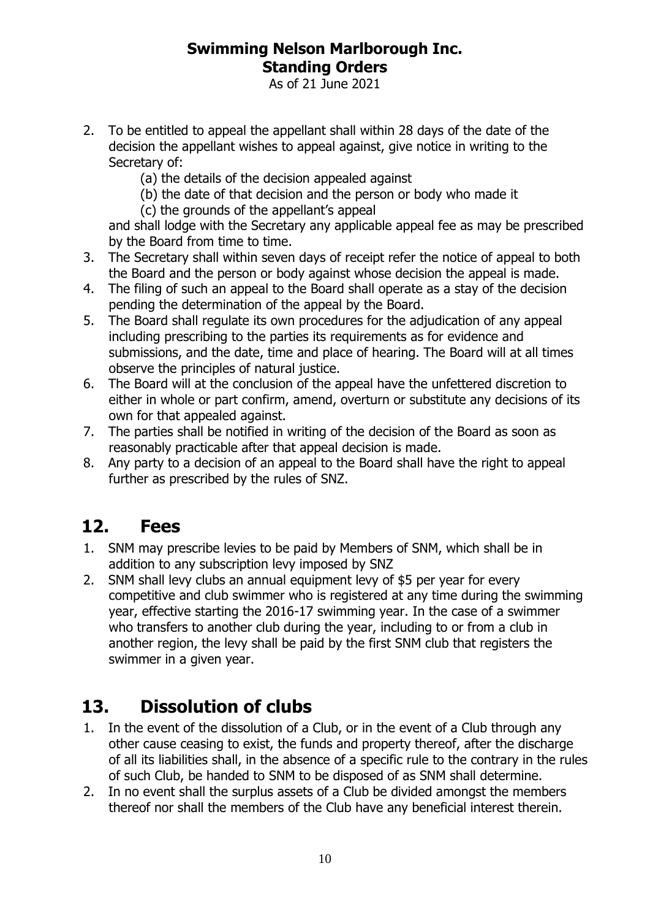2. To be entitled to appeal the appellant shall within 28 days of the date of the decision the appellant wishes to appeal against, give notice in writing to the Secretary of:
   (a) the details of the decision appealed against
   (b) the date of that decision and the person or body who made it
   (c) the grounds of the appellant's appeal

   and shall lodge with the Secretary any applicable appeal fee as may be prescribed by the Board from time to time.
3. The Secretary shall within seven days of receipt refer the notice of appeal to both the Board and the person or body against whose decision the appeal is made.
4. The filing of such an appeal to the Board shall operate as a stay of the decision pending the determination of the appeal by the Board.
5. The Board shall regulate its own procedures for the adjudication of any appeal including prescribing to the parties its requirements as for evidence and submissions, and the date, time and place of hearing. The Board will at all times observe the principles of natural justice.
6. The Board will at the conclusion of the appeal have the unfettered discretion to either in whole or part confirm, amend, overturn or substitute any decisions of its own for that appealed against.
7. The parties shall be notified in writing of the decision of the Board as soon as reasonably practicable after that appeal decision is made.
8. Any party to a decision of an appeal to the Board shall have the right to appeal further as prescribed by the rules of SNZ.

## 12. Fees

1. SNM may prescribe levies to be paid by Members of SNM, which shall be in addition to any subscription levy imposed by SNZ
2. SNM shall levy clubs an annual equipment levy of $5 per year for every competitive and club swimmer who is registered at any time during the swimming year, effective starting the 2016-17 swimming year. In the case of a swimmer who transfers to another club during the year, including to or from a club in another region, the levy shall be paid by the first SNM club that registers the swimmer in a given year.

## 13. Dissolution of clubs

1. In the event of the dissolution of a Club, or in the event of a Club through any other cause ceasing to exist, the funds and property thereof, after the discharge of all its liabilities shall, in the absence of a specific rule to the contrary in the rules of such Club, be handed to SNM to be disposed of as SNM shall determine.
2. In no event shall the surplus assets of a Club be divided amongst the members thereof nor shall the members of the Club have any beneficial interest therein.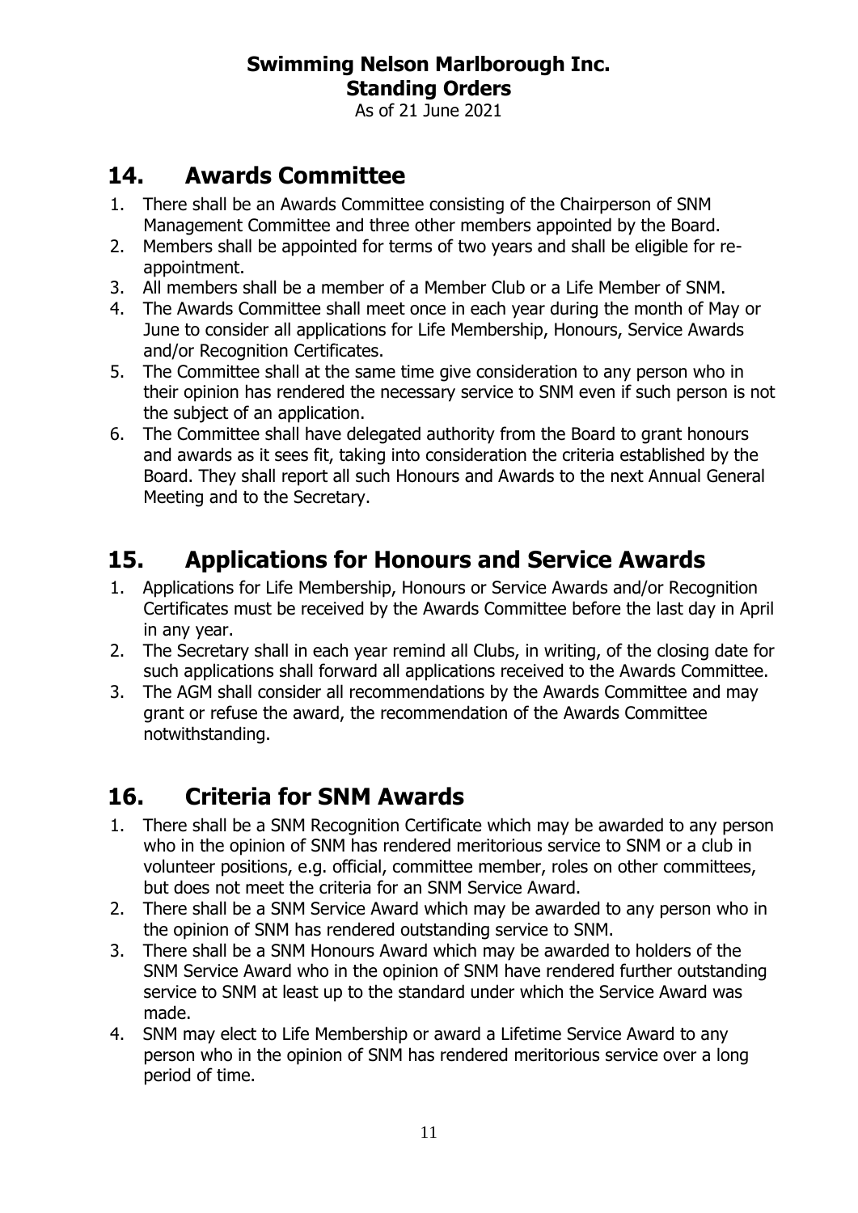## 14. Awards Committee

1. There shall be an Awards Committee consisting of the Chairperson of SNM Management Committee and three other members appointed by the Board.
2. Members shall be appointed for terms of two years and shall be eligible for re-appointment.
3. All members shall be a member of a Member Club or a Life Member of SNM.
4. The Awards Committee shall meet once in each year during the month of May or June to consider all applications for Life Membership, Honours, Service Awards and/or Recognition Certificates.
5. The Committee shall at the same time give consideration to any person who in their opinion has rendered the necessary service to SNM even if such person is not the subject of an application.
6. The Committee shall have delegated authority from the Board to grant honours and awards as it sees fit, taking into consideration the criteria established by the Board. They shall report all such Honours and Awards to the next Annual General Meeting and to the Secretary.

## 15. Applications for Honours and Service Awards

1. Applications for Life Membership, Honours or Service Awards and/or Recognition Certificates must be received by the Awards Committee before the last day in April in any year.
2. The Secretary shall in each year remind all Clubs, in writing, of the closing date for such applications shall forward all applications received to the Awards Committee.
3. The AGM shall consider all recommendations by the Awards Committee and may grant or refuse the award, the recommendation of the Awards Committee notwithstanding.

## 16. Criteria for SNM Awards

1. There shall be a SNM Recognition Certificate which may be awarded to any person who in the opinion of SNM has rendered meritorious service to SNM or a club in volunteer positions, e.g. official, committee member, roles on other committees, but does not meet the criteria for an SNM Service Award.
2. There shall be a SNM Service Award which may be awarded to any person who in the opinion of SNM has rendered outstanding service to SNM.
3. There shall be a SNM Honours Award which may be awarded to holders of the SNM Service Award who in the opinion of SNM have rendered further outstanding service to SNM at least up to the standard under which the Service Award was made.
4. SNM may elect to Life Membership or award a Lifetime Service Award to any person who in the opinion of SNM has rendered meritorious service over a long period of time.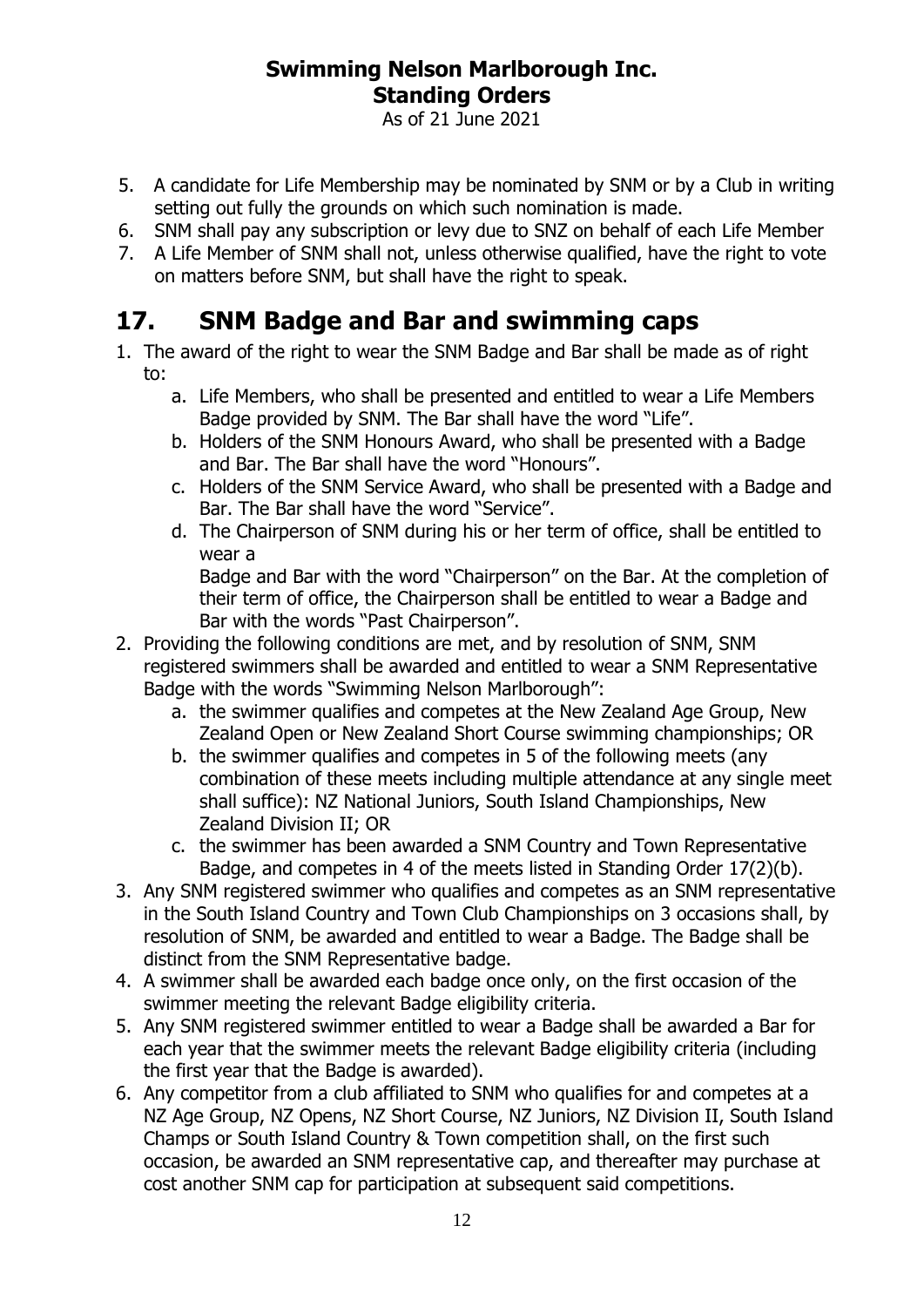5. A candidate for Life Membership may be nominated by SNM or by a Club in writing setting out fully the grounds on which such nomination is made.
6. SNM shall pay any subscription or levy due to SNZ on behalf of each Life Member
7. A Life Member of SNM shall not, unless otherwise qualified, have the right to vote on matters before SNM, but shall have the right to speak.

# 17. SNM Badge and Bar and swimming caps

1. The award of the right to wear the SNM Badge and Bar shall be made as of right to:
    a. Life Members, who shall be presented and entitled to wear a Life Members Badge provided by SNM. The Bar shall have the word "Life".
    b. Holders of the SNM Honours Award, who shall be presented with a Badge and Bar. The Bar shall have the word "Honours".
    c. Holders of the SNM Service Award, who shall be presented with a Badge and Bar. The Bar shall have the word "Service".
    d. The Chairperson of SNM during his or her term of office, shall be entitled to wear a
    Badge and Bar with the word "Chairperson" on the Bar. At the completion of their term of office, the Chairperson shall be entitled to wear a Badge and Bar with the words "Past Chairperson".
2. Providing the following conditions are met, and by resolution of SNM, SNM registered swimmers shall be awarded and entitled to wear a SNM Representative Badge with the words "Swimming Nelson Marlborough":
    a. the swimmer qualifies and competes at the New Zealand Age Group, New Zealand Open or New Zealand Short Course swimming championships; OR
    b. the swimmer qualifies and competes in 5 of the following meets (any combination of these meets including multiple attendance at any single meet shall suffice): NZ National Juniors, South Island Championships, New Zealand Division II; OR
    c. the swimmer has been awarded a SNM Country and Town Representative Badge, and competes in 4 of the meets listed in Standing Order 17(2)(b).
3. Any SNM registered swimmer who qualifies and competes as an SNM representative in the South Island Country and Town Club Championships on 3 occasions shall, by resolution of SNM, be awarded and entitled to wear a Badge. The Badge shall be distinct from the SNM Representative badge.
4. A swimmer shall be awarded each badge once only, on the first occasion of the swimmer meeting the relevant Badge eligibility criteria.
5. Any SNM registered swimmer entitled to wear a Badge shall be awarded a Bar for each year that the swimmer meets the relevant Badge eligibility criteria (including the first year that the Badge is awarded).
6. Any competitor from a club affiliated to SNM who qualifies for and competes at a NZ Age Group, NZ Opens, NZ Short Course, NZ Juniors, NZ Division II, South Island Champs or South Island Country & Town competition shall, on the first such occasion, be awarded an SNM representative cap, and thereafter may purchase at cost another SNM cap for participation at subsequent said competitions.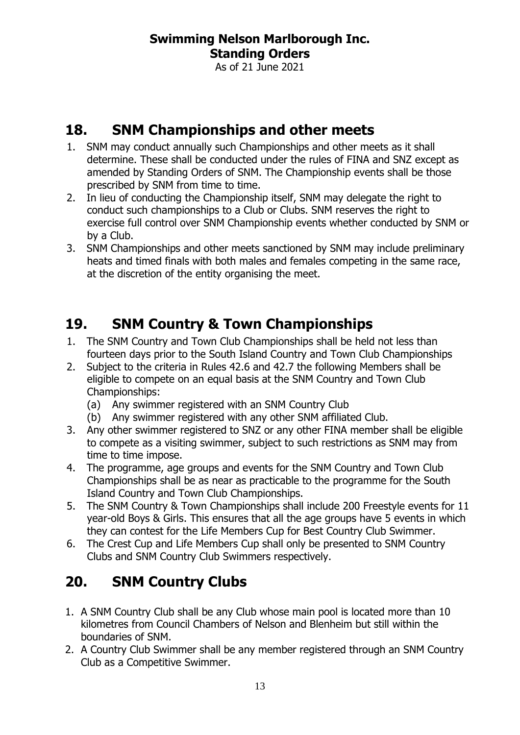**Swimming Nelson Marlborough Inc.**
**Standing Orders**
As of 21 June 2021

## 18. SNM Championships and other meets

1. SNM may conduct annually such Championships and other meets as it shall determine. These shall be conducted under the rules of FINA and SNZ except as amended by Standing Orders of SNM. The Championship events shall be those prescribed by SNM from time to time.
2. In lieu of conducting the Championship itself, SNM may delegate the right to conduct such championships to a Club or Clubs. SNM reserves the right to exercise full control over SNM Championship events whether conducted by SNM or by a Club.
3. SNM Championships and other meets sanctioned by SNM may include preliminary heats and timed finals with both males and females competing in the same race, at the discretion of the entity organising the meet.

## 19. SNM Country & Town Championships

1. The SNM Country and Town Club Championships shall be held not less than fourteen days prior to the South Island Country and Town Club Championships
2. Subject to the criteria in Rules 42.6 and 42.7 the following Members shall be eligible to compete on an equal basis at the SNM Country and Town Club Championships:
   (a) Any swimmer registered with an SNM Country Club
   (b) Any swimmer registered with any other SNM affiliated Club.
3. Any other swimmer registered to SNZ or any other FINA member shall be eligible to compete as a visiting swimmer, subject to such restrictions as SNM may from time to time impose.
4. The programme, age groups and events for the SNM Country and Town Club Championships shall be as near as practicable to the programme for the South Island Country and Town Club Championships.
5. The SNM Country & Town Championships shall include 200 Freestyle events for 11 year-old Boys & Girls. This ensures that all the age groups have 5 events in which they can contest for the Life Members Cup for Best Country Club Swimmer.
6. The Crest Cup and Life Members Cup shall only be presented to SNM Country Clubs and SNM Country Club Swimmers respectively.

## 20. SNM Country Clubs

1. A SNM Country Club shall be any Club whose main pool is located more than 10 kilometres from Council Chambers of Nelson and Blenheim but still within the boundaries of SNM.
2. A Country Club Swimmer shall be any member registered through an SNM Country Club as a Competitive Swimmer.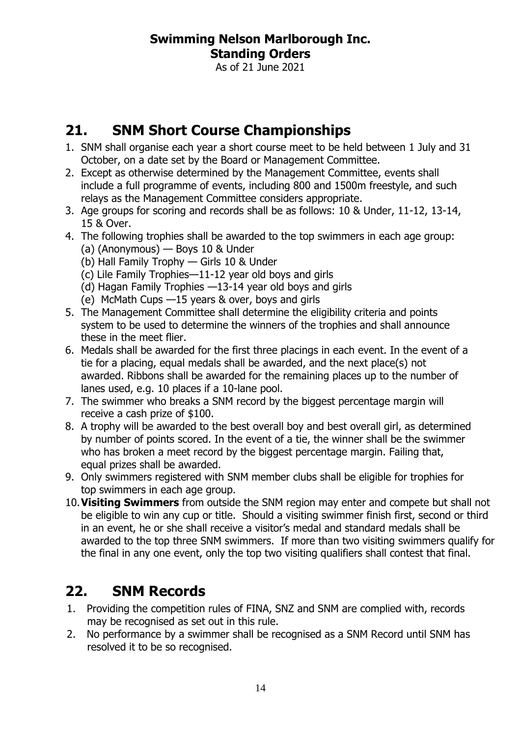## 21. SNM Short Course Championships

1. SNM shall organise each year a short course meet to be held between 1 July and 31 October, on a date set by the Board or Management Committee.
2. Except as otherwise determined by the Management Committee, events shall include a full programme of events, including 800 and 1500m freestyle, and such relays as the Management Committee considers appropriate.
3. Age groups for scoring and records shall be as follows: 10 & Under, 11-12, 13-14, 15 & Over.
4. The following trophies shall be awarded to the top swimmers in each age group:
   (a) (Anonymous) — Boys 10 & Under
   (b) Hall Family Trophy — Girls 10 & Under
   (c) Lile Family Trophies—11-12 year old boys and girls
   (d) Hagan Family Trophies —13-14 year old boys and girls
   (e) McMath Cups —15 years & over, boys and girls
5. The Management Committee shall determine the eligibility criteria and points system to be used to determine the winners of the trophies and shall announce these in the meet flier.
6. Medals shall be awarded for the first three placings in each event. In the event of a tie for a placing, equal medals shall be awarded, and the next place(s) not awarded. Ribbons shall be awarded for the remaining places up to the number of lanes used, e.g. 10 places if a 10-lane pool.
7. The swimmer who breaks a SNM record by the biggest percentage margin will receive a cash prize of $100.
8. A trophy will be awarded to the best overall boy and best overall girl, as determined by number of points scored. In the event of a tie, the winner shall be the swimmer who has broken a meet record by the biggest percentage margin. Failing that, equal prizes shall be awarded.
9. Only swimmers registered with SNM member clubs shall be eligible for trophies for top swimmers in each age group.
10. **Visiting Swimmers** from outside the SNM region may enter and compete but shall not be eligible to win any cup or title. Should a visiting swimmer finish first, second or third in an event, he or she shall receive a visitor's medal and standard medals shall be awarded to the top three SNM swimmers. If more than two visiting swimmers qualify for the final in any one event, only the top two visiting qualifiers shall contest that final.

## 22. SNM Records

1. Providing the competition rules of FINA, SNZ and SNM are complied with, records may be recognised as set out in this rule.
2. No performance by a swimmer shall be recognised as a SNM Record until SNM has resolved it to be so recognised.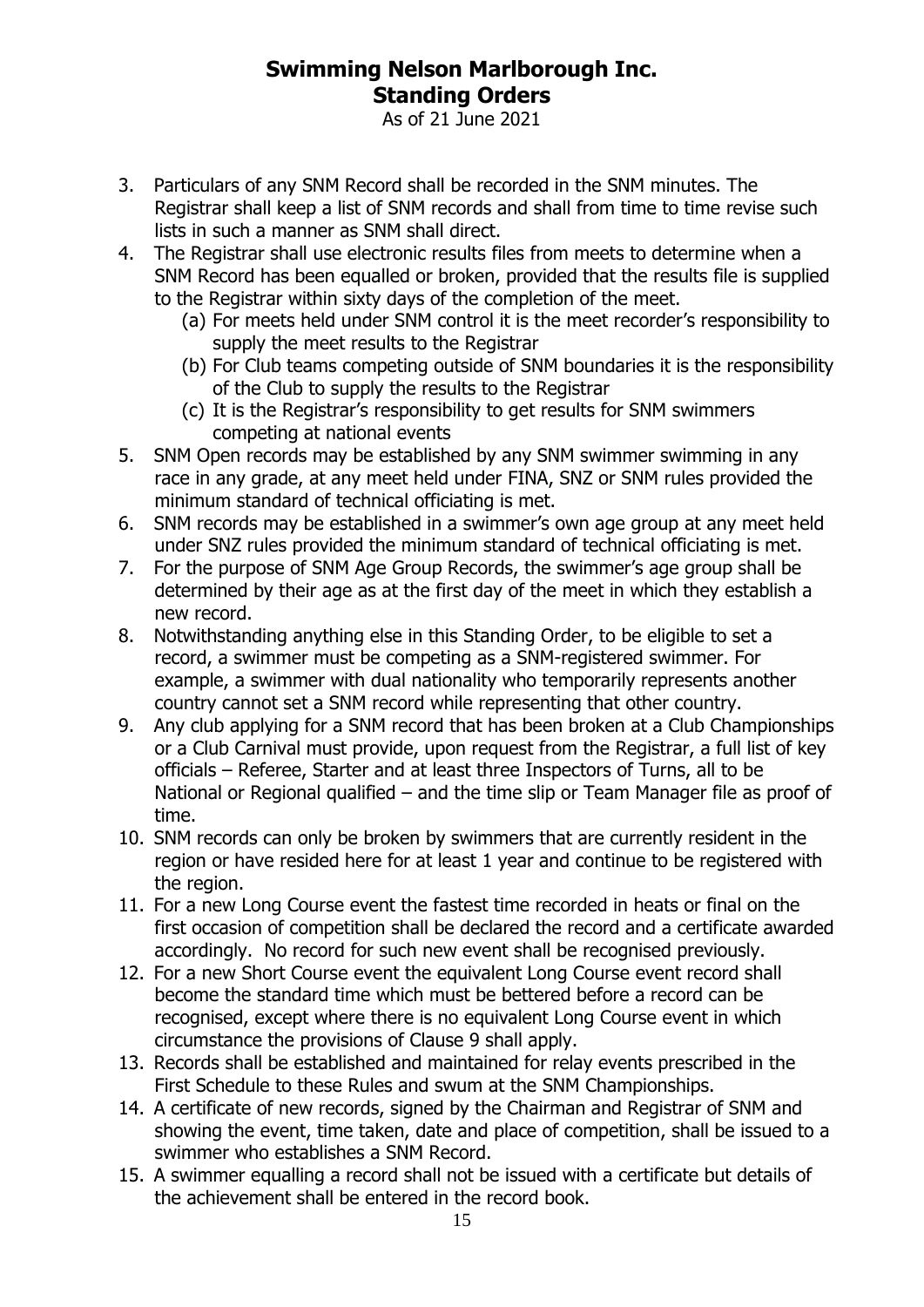3. Particulars of any SNM Record shall be recorded in the SNM minutes. The Registrar shall keep a list of SNM records and shall from time to time revise such lists in such a manner as SNM shall direct.
4. The Registrar shall use electronic results files from meets to determine when a SNM Record has been equalled or broken, provided that the results file is supplied to the Registrar within sixty days of the completion of the meet.
   (a) For meets held under SNM control it is the meet recorder's responsibility to supply the meet results to the Registrar
   (b) For Club teams competing outside of SNM boundaries it is the responsibility of the Club to supply the results to the Registrar
   (c) It is the Registrar's responsibility to get results for SNM swimmers competing at national events
5. SNM Open records may be established by any SNM swimmer swimming in any race in any grade, at any meet held under FINA, SNZ or SNM rules provided the minimum standard of technical officiating is met.
6. SNM records may be established in a swimmer's own age group at any meet held under SNZ rules provided the minimum standard of technical officiating is met.
7. For the purpose of SNM Age Group Records, the swimmer's age group shall be determined by their age as at the first day of the meet in which they establish a new record.
8. Notwithstanding anything else in this Standing Order, to be eligible to set a record, a swimmer must be competing as a SNM-registered swimmer. For example, a swimmer with dual nationality who temporarily represents another country cannot set a SNM record while representing that other country.
9. Any club applying for a SNM record that has been broken at a Club Championships or a Club Carnival must provide, upon request from the Registrar, a full list of key officials – Referee, Starter and at least three Inspectors of Turns, all to be National or Regional qualified – and the time slip or Team Manager file as proof of time.
10. SNM records can only be broken by swimmers that are currently resident in the region or have resided here for at least 1 year and continue to be registered with the region.
11. For a new Long Course event the fastest time recorded in heats or final on the first occasion of competition shall be declared the record and a certificate awarded accordingly. No record for such new event shall be recognised previously.
12. For a new Short Course event the equivalent Long Course event record shall become the standard time which must be bettered before a record can be recognised, except where there is no equivalent Long Course event in which circumstance the provisions of Clause 9 shall apply.
13. Records shall be established and maintained for relay events prescribed in the First Schedule to these Rules and swum at the SNM Championships.
14. A certificate of new records, signed by the Chairman and Registrar of SNM and showing the event, time taken, date and place of competition, shall be issued to a swimmer who establishes a SNM Record.
15. A swimmer equalling a record shall not be issued with a certificate but details of the achievement shall be entered in the record book.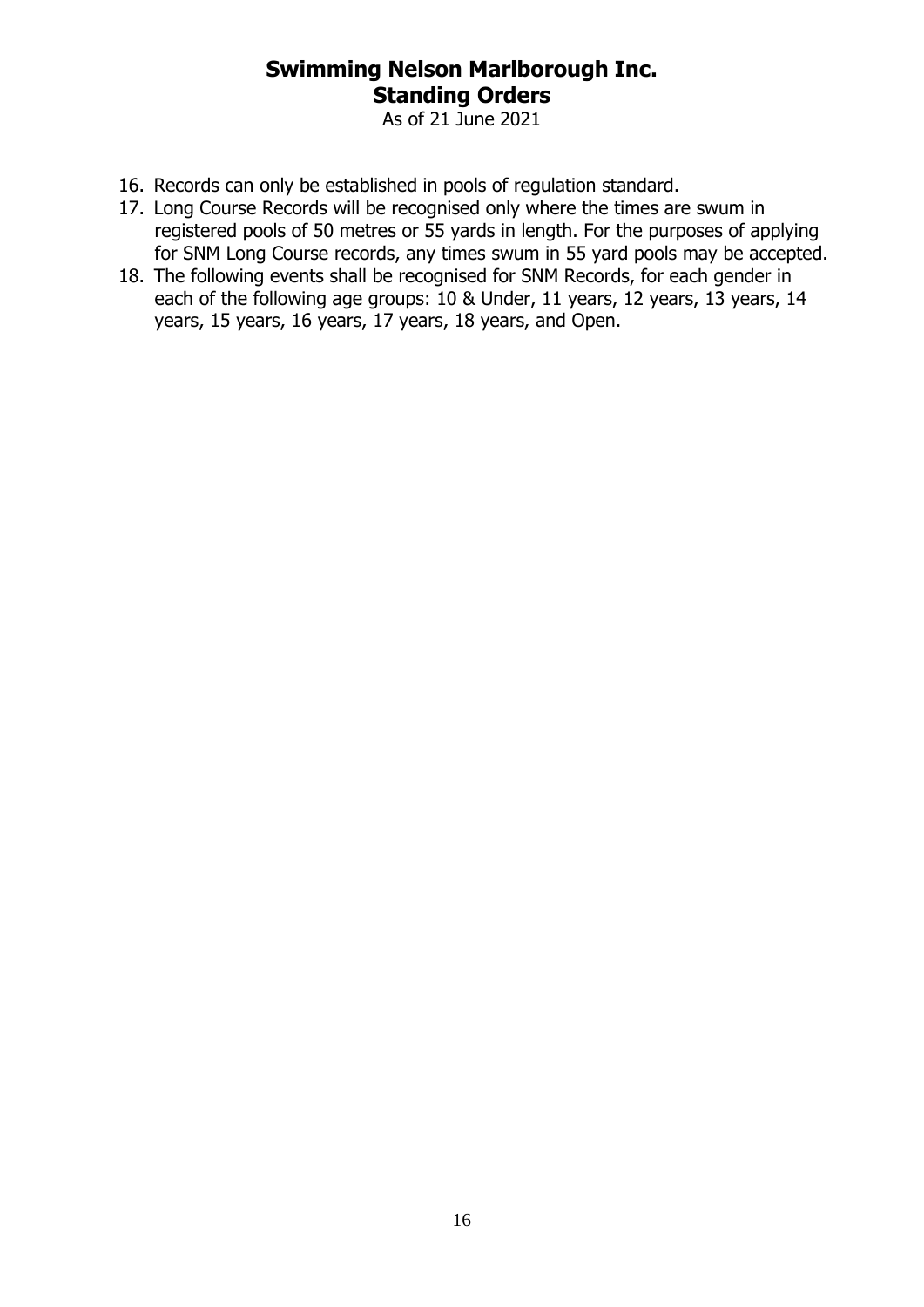16. Records can only be established in pools of regulation standard.
17. Long Course Records will be recognised only where the times are swum in registered pools of 50 metres or 55 yards in length. For the purposes of applying for SNM Long Course records, any times swum in 55 yard pools may be accepted.
18. The following events shall be recognised for SNM Records, for each gender in each of the following age groups: 10 & Under, 11 years, 12 years, 13 years, 14 years, 15 years, 16 years, 17 years, 18 years, and Open.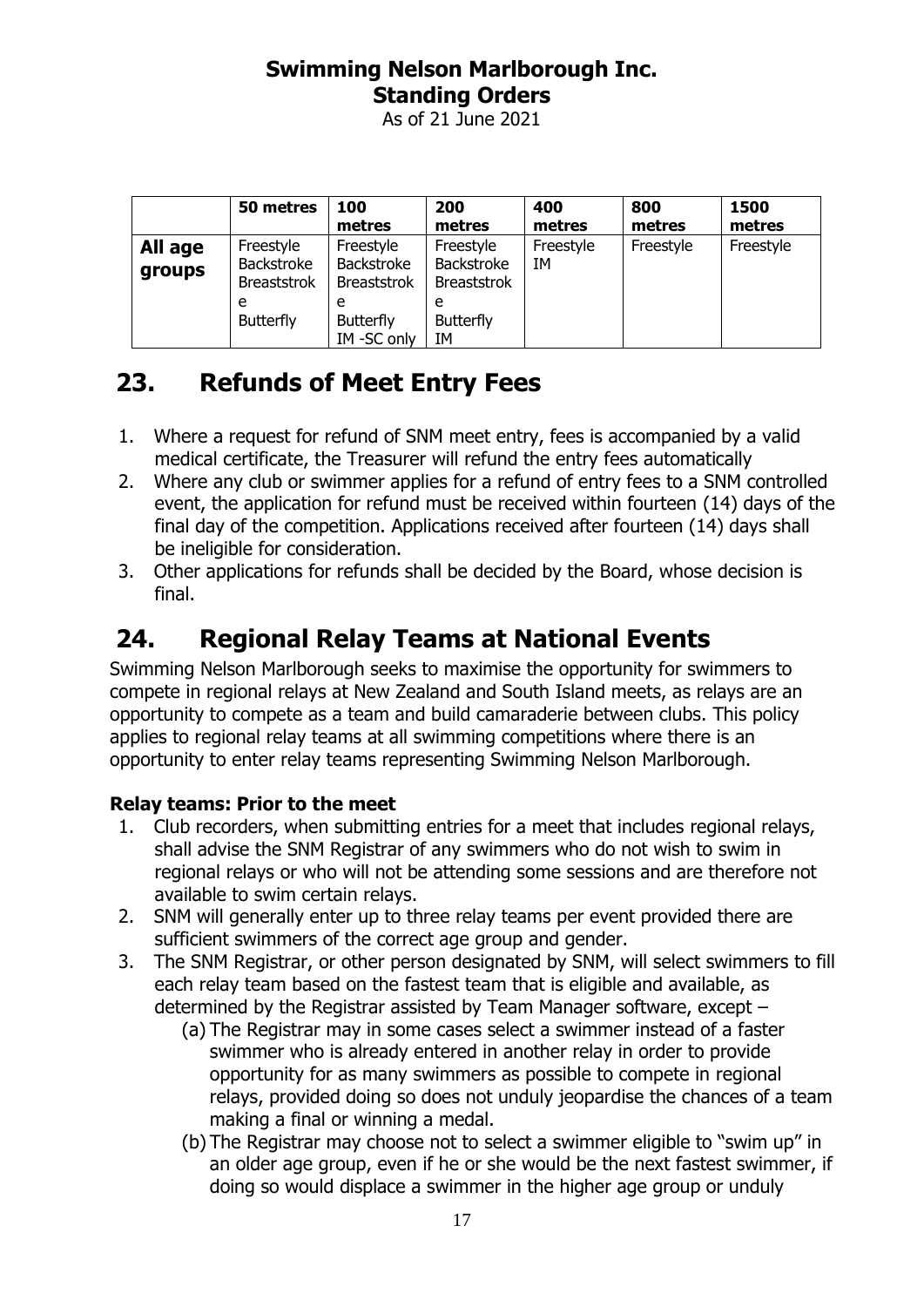|  | 50 metres | 100 metres | 200 metres | 400 metres | 800 metres | 1500 metres |
|---|---|---|---|---|---|---|
| **All age groups** | Freestyle<br>Backstroke<br>Breaststroke<br>Butterfly | Freestyle<br>Backstroke<br>Breaststroke<br>Butterfly<br>IM -SC only | Freestyle<br>Backstroke<br>Breaststroke<br>Butterfly<br>IM | Freestyle<br>IM | Freestyle | Freestyle |

# 23. Refunds of Meet Entry Fees

1. Where a request for refund of SNM meet entry, fees is accompanied by a valid medical certificate, the Treasurer will refund the entry fees automatically
2. Where any club or swimmer applies for a refund of entry fees to a SNM controlled event, the application for refund must be received within fourteen (14) days of the final day of the competition. Applications received after fourteen (14) days shall be ineligible for consideration.
3. Other applications for refunds shall be decided by the Board, whose decision is final.

# 24. Regional Relay Teams at National Events

Swimming Nelson Marlborough seeks to maximise the opportunity for swimmers to compete in regional relays at New Zealand and South Island meets, as relays are an opportunity to compete as a team and build camaraderie between clubs. This policy applies to regional relay teams at all swimming competitions where there is an opportunity to enter relay teams representing Swimming Nelson Marlborough.

**Relay teams: Prior to the meet**

1. Club recorders, when submitting entries for a meet that includes regional relays, shall advise the SNM Registrar of any swimmers who do not wish to swim in regional relays or who will not be attending some sessions and are therefore not available to swim certain relays.
2. SNM will generally enter up to three relay teams per event provided there are sufficient swimmers of the correct age group and gender.
3. The SNM Registrar, or other person designated by SNM, will select swimmers to fill each relay team based on the fastest team that is eligible and available, as determined by the Registrar assisted by Team Manager software, except –
   (a) The Registrar may in some cases select a swimmer instead of a faster swimmer who is already entered in another relay in order to provide opportunity for as many swimmers as possible to compete in regional relays, provided doing so does not unduly jeopardise the chances of a team making a final or winning a medal.
   (b) The Registrar may choose not to select a swimmer eligible to "swim up" in an older age group, even if he or she would be the next fastest swimmer, if doing so would displace a swimmer in the higher age group or unduly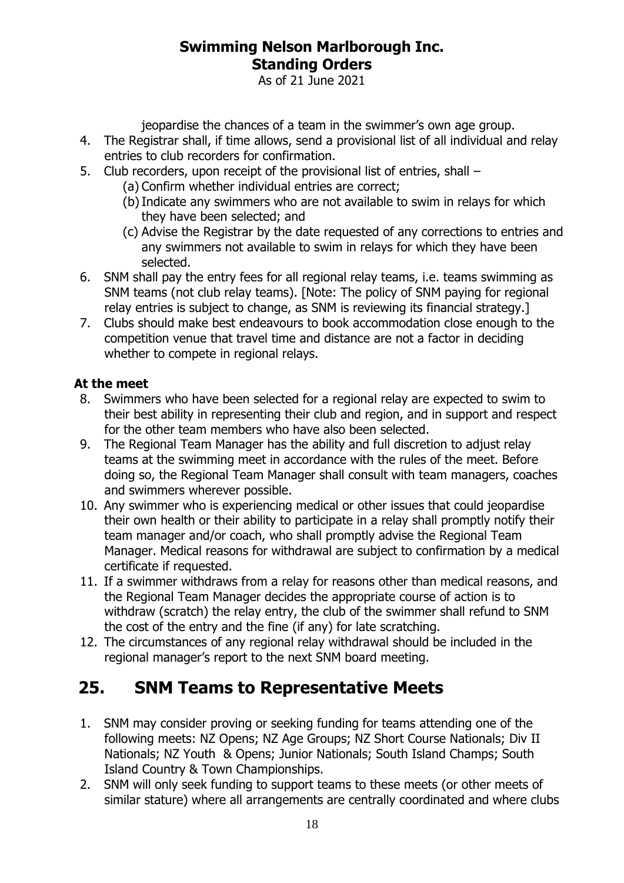jeopardise the chances of a team in the swimmer's own age group.

4. The Registrar shall, if time allows, send a provisional list of all individual and relay entries to club recorders for confirmation.
5. Club recorders, upon receipt of the provisional list of entries, shall –
   (a) Confirm whether individual entries are correct;
   (b) Indicate any swimmers who are not available to swim in relays for which they have been selected; and
   (c) Advise the Registrar by the date requested of any corrections to entries and any swimmers not available to swim in relays for which they have been selected.
6. SNM shall pay the entry fees for all regional relay teams, i.e. teams swimming as SNM teams (not club relay teams). [Note: The policy of SNM paying for regional relay entries is subject to change, as SNM is reviewing its financial strategy.]
7. Clubs should make best endeavours to book accommodation close enough to the competition venue that travel time and distance are not a factor in deciding whether to compete in regional relays.

**At the meet**

8. Swimmers who have been selected for a regional relay are expected to swim to their best ability in representing their club and region, and in support and respect for the other team members who have also been selected.
9. The Regional Team Manager has the ability and full discretion to adjust relay teams at the swimming meet in accordance with the rules of the meet. Before doing so, the Regional Team Manager shall consult with team managers, coaches and swimmers wherever possible.
10. Any swimmer who is experiencing medical or other issues that could jeopardise their own health or their ability to participate in a relay shall promptly notify their team manager and/or coach, who shall promptly advise the Regional Team Manager. Medical reasons for withdrawal are subject to confirmation by a medical certificate if requested.
11. If a swimmer withdraws from a relay for reasons other than medical reasons, and the Regional Team Manager decides the appropriate course of action is to withdraw (scratch) the relay entry, the club of the swimmer shall refund to SNM the cost of the entry and the fine (if any) for late scratching.
12. The circumstances of any regional relay withdrawal should be included in the regional manager's report to the next SNM board meeting.

## 25. SNM Teams to Representative Meets

1. SNM may consider proving or seeking funding for teams attending one of the following meets: NZ Opens; NZ Age Groups; NZ Short Course Nationals; Div II Nationals; NZ Youth & Opens; Junior Nationals; South Island Champs; South Island Country & Town Championships.
2. SNM will only seek funding to support teams to these meets (or other meets of similar stature) where all arrangements are centrally coordinated and where clubs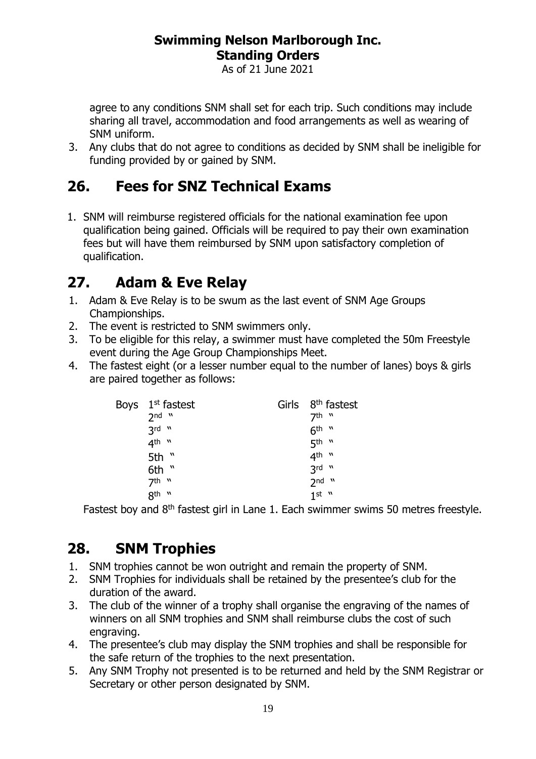agree to any conditions SNM shall set for each trip. Such conditions may include sharing all travel, accommodation and food arrangements as well as wearing of SNM uniform.

3. Any clubs that do not agree to conditions as decided by SNM shall be ineligible for funding provided by or gained by SNM.

## 26. Fees for SNZ Technical Exams

1. SNM will reimburse registered officials for the national examination fee upon qualification being gained. Officials will be required to pay their own examination fees but will have them reimbursed by SNM upon satisfactory completion of qualification.

## 27. Adam & Eve Relay

1. Adam & Eve Relay is to be swum as the last event of SNM Age Groups Championships.
2. The event is restricted to SNM swimmers only.
3. To be eligible for this relay, a swimmer must have completed the 50m Freestyle event during the Age Group Championships Meet.
4. The fastest eight (or a lesser number equal to the number of lanes) boys & girls are paired together as follows:

| Boys | | Girls | |
|---|---|---|---|
| | 1st fastest | | 8th fastest |
| | 2nd " | | 7th " |
| | 3rd " | | 6th " |
| | 4th " | | 5th " |
| | 5th " | | 4th " |
| | 6th " | | 3rd " |
| | 7th " | | 2nd " |
| | 8th " | | 1st " |

Fastest boy and 8th fastest girl in Lane 1. Each swimmer swims 50 metres freestyle.

## 28. SNM Trophies

1. SNM trophies cannot be won outright and remain the property of SNM.
2. SNM Trophies for individuals shall be retained by the presentee's club for the duration of the award.
3. The club of the winner of a trophy shall organise the engraving of the names of winners on all SNM trophies and SNM shall reimburse clubs the cost of such engraving.
4. The presentee's club may display the SNM trophies and shall be responsible for the safe return of the trophies to the next presentation.
5. Any SNM Trophy not presented is to be returned and held by the SNM Registrar or Secretary or other person designated by SNM.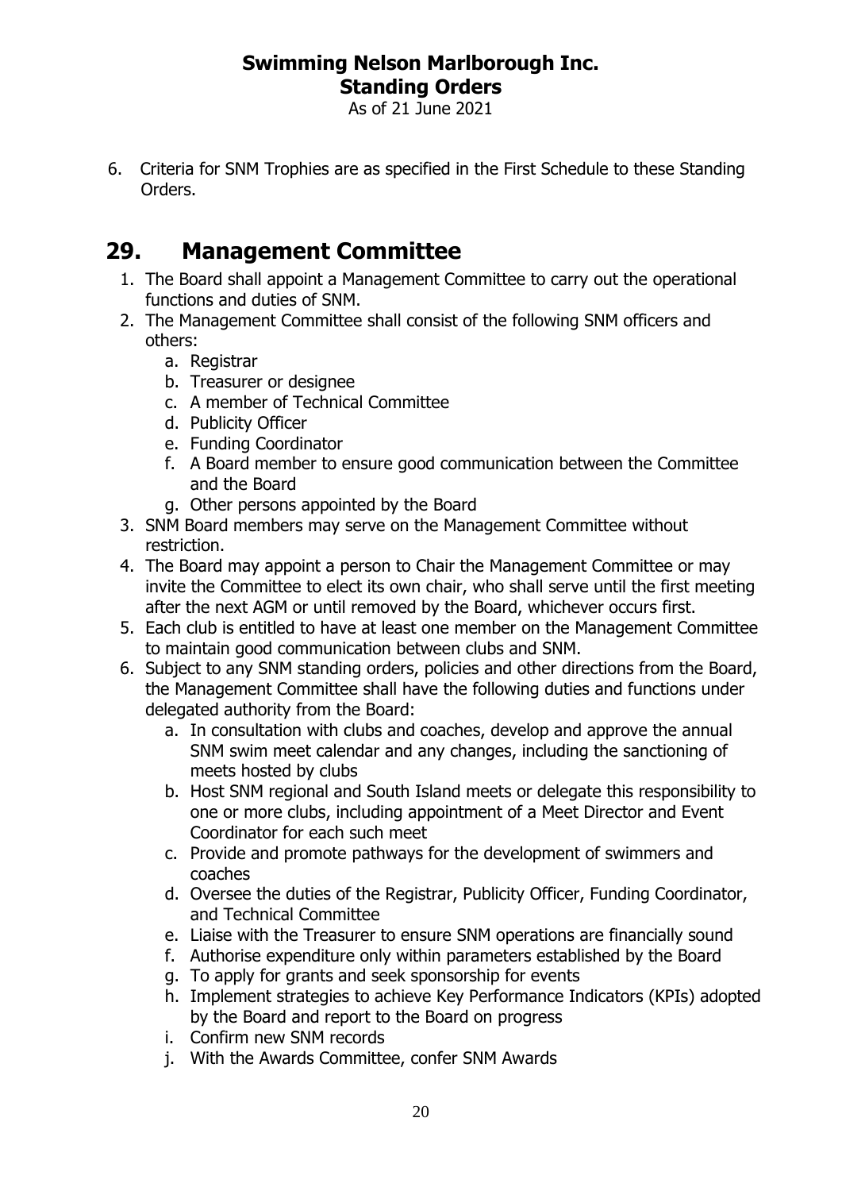6. Criteria for SNM Trophies are as specified in the First Schedule to these Standing Orders.

# 29. Management Committee

1. The Board shall appoint a Management Committee to carry out the operational functions and duties of SNM.
2. The Management Committee shall consist of the following SNM officers and others:
   a. Registrar
   b. Treasurer or designee
   c. A member of Technical Committee
   d. Publicity Officer
   e. Funding Coordinator
   f. A Board member to ensure good communication between the Committee and the Board
   g. Other persons appointed by the Board
3. SNM Board members may serve on the Management Committee without restriction.
4. The Board may appoint a person to Chair the Management Committee or may invite the Committee to elect its own chair, who shall serve until the first meeting after the next AGM or until removed by the Board, whichever occurs first.
5. Each club is entitled to have at least one member on the Management Committee to maintain good communication between clubs and SNM.
6. Subject to any SNM standing orders, policies and other directions from the Board, the Management Committee shall have the following duties and functions under delegated authority from the Board:
   a. In consultation with clubs and coaches, develop and approve the annual SNM swim meet calendar and any changes, including the sanctioning of meets hosted by clubs
   b. Host SNM regional and South Island meets or delegate this responsibility to one or more clubs, including appointment of a Meet Director and Event Coordinator for each such meet
   c. Provide and promote pathways for the development of swimmers and coaches
   d. Oversee the duties of the Registrar, Publicity Officer, Funding Coordinator, and Technical Committee
   e. Liaise with the Treasurer to ensure SNM operations are financially sound
   f. Authorise expenditure only within parameters established by the Board
   g. To apply for grants and seek sponsorship for events
   h. Implement strategies to achieve Key Performance Indicators (KPIs) adopted by the Board and report to the Board on progress
   i. Confirm new SNM records
   j. With the Awards Committee, confer SNM Awards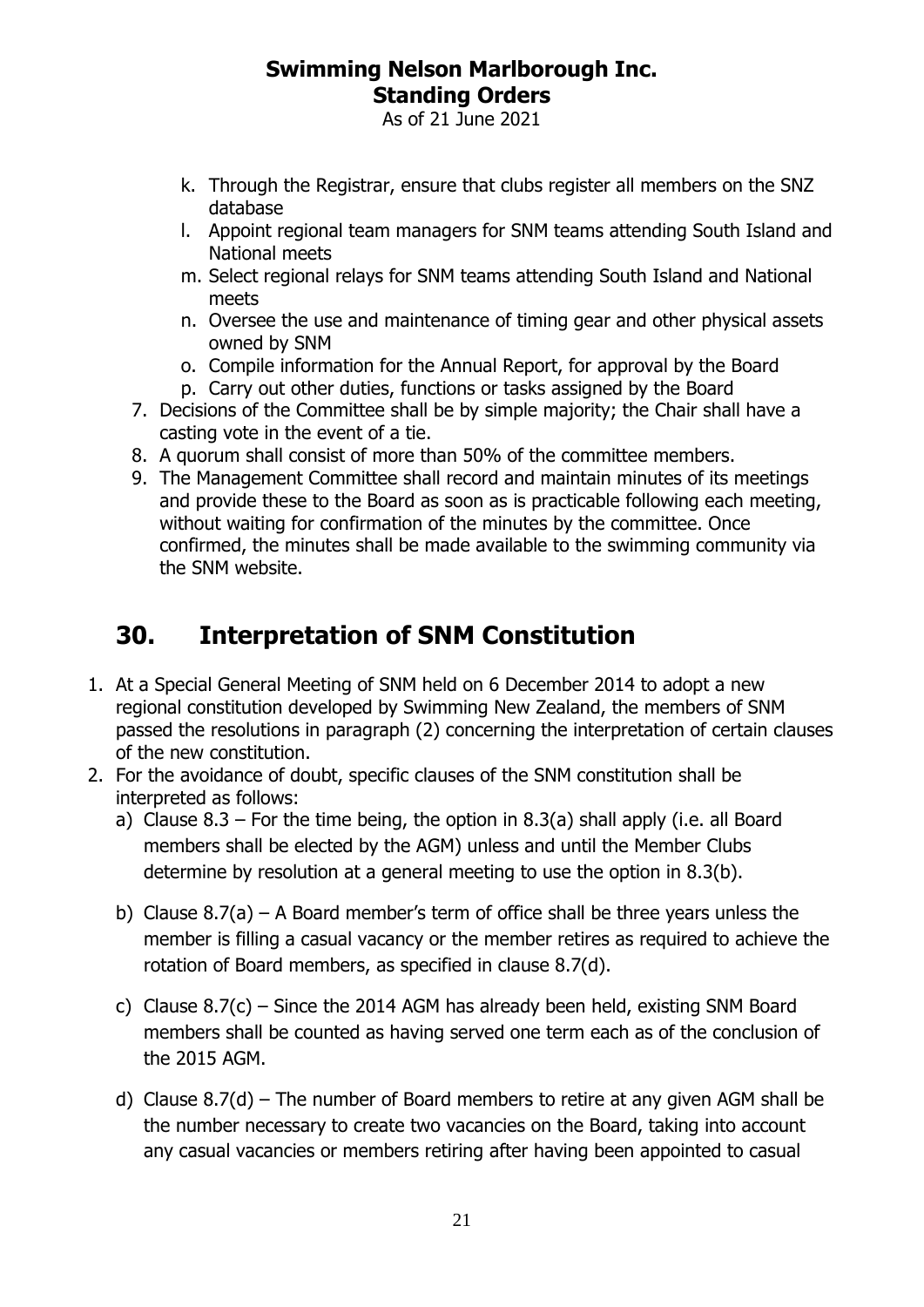k. Through the Registrar, ensure that clubs register all members on the SNZ database
l. Appoint regional team managers for SNM teams attending South Island and National meets
m. Select regional relays for SNM teams attending South Island and National meets
n. Oversee the use and maintenance of timing gear and other physical assets owned by SNM
o. Compile information for the Annual Report, for approval by the Board
p. Carry out other duties, functions or tasks assigned by the Board

7. Decisions of the Committee shall be by simple majority; the Chair shall have a casting vote in the event of a tie.
8. A quorum shall consist of more than 50% of the committee members.
9. The Management Committee shall record and maintain minutes of its meetings and provide these to the Board as soon as is practicable following each meeting, without waiting for confirmation of the minutes by the committee. Once confirmed, the minutes shall be made available to the swimming community via the SNM website.

# 30. Interpretation of SNM Constitution

1. At a Special General Meeting of SNM held on 6 December 2014 to adopt a new regional constitution developed by Swimming New Zealand, the members of SNM passed the resolutions in paragraph (2) concerning the interpretation of certain clauses of the new constitution.
2. For the avoidance of doubt, specific clauses of the SNM constitution shall be interpreted as follows:
   a) Clause 8.3 – For the time being, the option in 8.3(a) shall apply (i.e. all Board members shall be elected by the AGM) unless and until the Member Clubs determine by resolution at a general meeting to use the option in 8.3(b).
   b) Clause 8.7(a) – A Board member's term of office shall be three years unless the member is filling a casual vacancy or the member retires as required to achieve the rotation of Board members, as specified in clause 8.7(d).
   c) Clause 8.7(c) – Since the 2014 AGM has already been held, existing SNM Board members shall be counted as having served one term each as of the conclusion of the 2015 AGM.
   d) Clause 8.7(d) – The number of Board members to retire at any given AGM shall be the number necessary to create two vacancies on the Board, taking into account any casual vacancies or members retiring after having been appointed to casual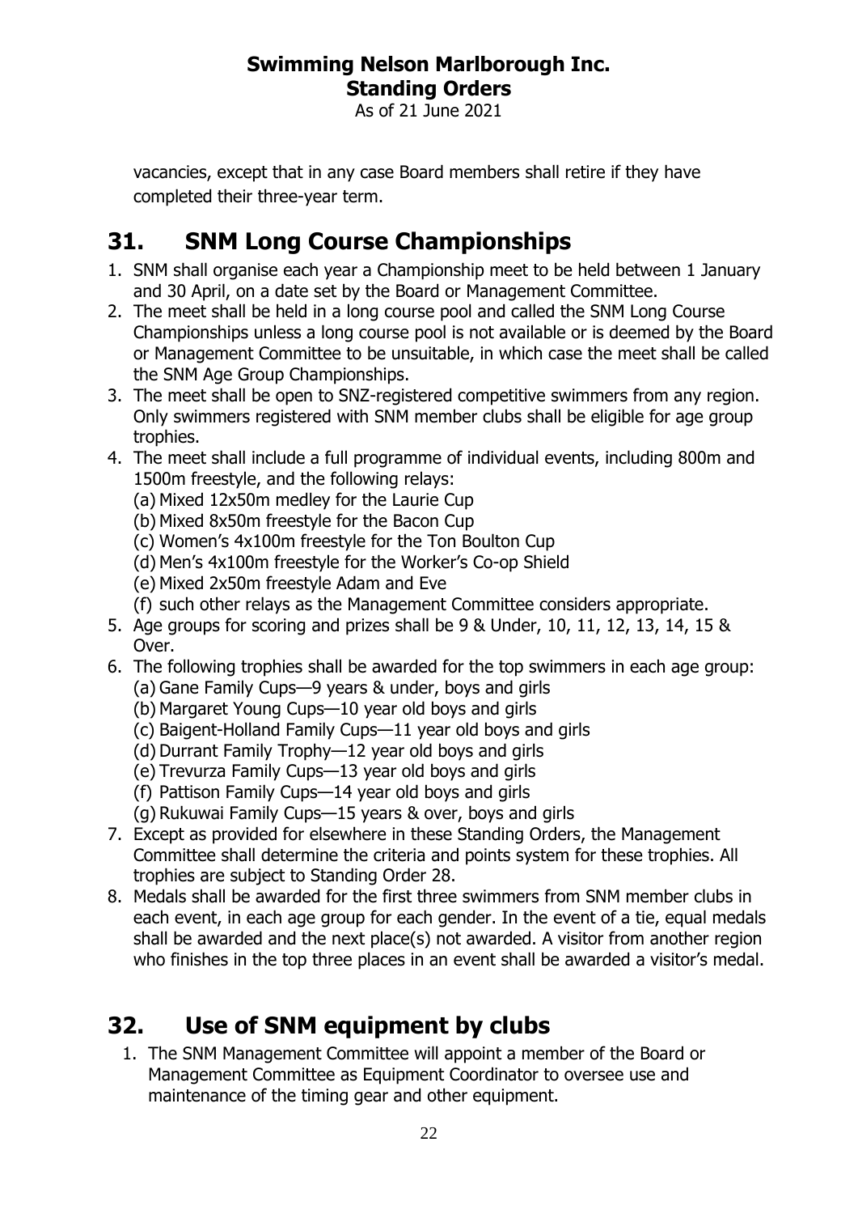vacancies, except that in any case Board members shall retire if they have completed their three-year term.

## 31. SNM Long Course Championships

1. SNM shall organise each year a Championship meet to be held between 1 January and 30 April, on a date set by the Board or Management Committee.
2. The meet shall be held in a long course pool and called the SNM Long Course Championships unless a long course pool is not available or is deemed by the Board or Management Committee to be unsuitable, in which case the meet shall be called the SNM Age Group Championships.
3. The meet shall be open to SNZ-registered competitive swimmers from any region. Only swimmers registered with SNM member clubs shall be eligible for age group trophies.
4. The meet shall include a full programme of individual events, including 800m and 1500m freestyle, and the following relays:
   (a) Mixed 12x50m medley for the Laurie Cup
   (b) Mixed 8x50m freestyle for the Bacon Cup
   (c) Women's 4x100m freestyle for the Ton Boulton Cup
   (d) Men's 4x100m freestyle for the Worker's Co-op Shield
   (e) Mixed 2x50m freestyle Adam and Eve
   (f) such other relays as the Management Committee considers appropriate.
5. Age groups for scoring and prizes shall be 9 & Under, 10, 11, 12, 13, 14, 15 & Over.
6. The following trophies shall be awarded for the top swimmers in each age group:
   (a) Gane Family Cups—9 years & under, boys and girls
   (b) Margaret Young Cups—10 year old boys and girls
   (c) Baigent-Holland Family Cups—11 year old boys and girls
   (d) Durrant Family Trophy—12 year old boys and girls
   (e) Trevurza Family Cups—13 year old boys and girls
   (f) Pattison Family Cups—14 year old boys and girls
   (g) Rukuwai Family Cups—15 years & over, boys and girls
7. Except as provided for elsewhere in these Standing Orders, the Management Committee shall determine the criteria and points system for these trophies. All trophies are subject to Standing Order 28.
8. Medals shall be awarded for the first three swimmers from SNM member clubs in each event, in each age group for each gender. In the event of a tie, equal medals shall be awarded and the next place(s) not awarded. A visitor from another region who finishes in the top three places in an event shall be awarded a visitor's medal.

## 32. Use of SNM equipment by clubs

1. The SNM Management Committee will appoint a member of the Board or Management Committee as Equipment Coordinator to oversee use and maintenance of the timing gear and other equipment.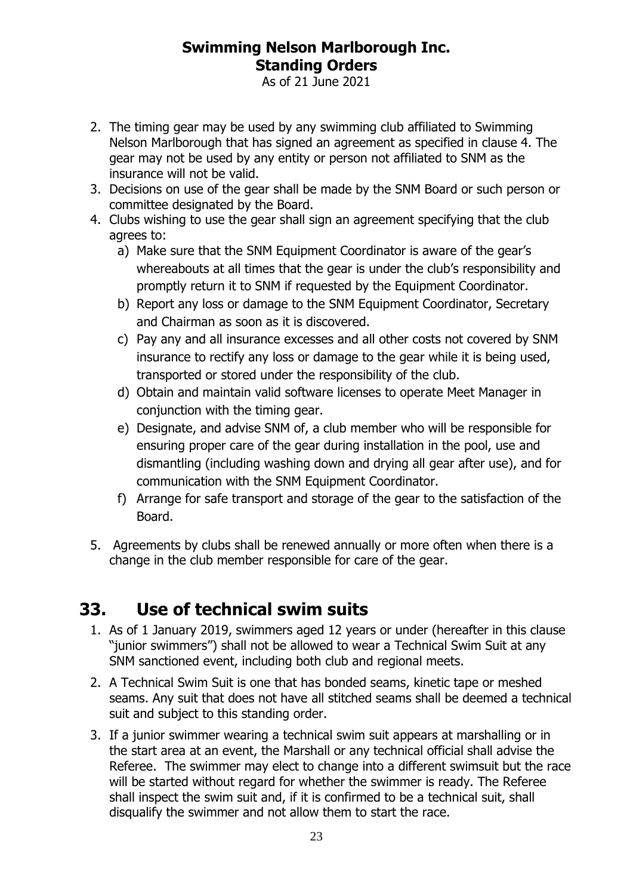2. The timing gear may be used by any swimming club affiliated to Swimming Nelson Marlborough that has signed an agreement as specified in clause 4. The gear may not be used by any entity or person not affiliated to SNM as the insurance will not be valid.
3. Decisions on use of the gear shall be made by the SNM Board or such person or committee designated by the Board.
4. Clubs wishing to use the gear shall sign an agreement specifying that the club agrees to:
   a) Make sure that the SNM Equipment Coordinator is aware of the gear's whereabouts at all times that the gear is under the club's responsibility and promptly return it to SNM if requested by the Equipment Coordinator.
   b) Report any loss or damage to the SNM Equipment Coordinator, Secretary and Chairman as soon as it is discovered.
   c) Pay any and all insurance excesses and all other costs not covered by SNM insurance to rectify any loss or damage to the gear while it is being used, transported or stored under the responsibility of the club.
   d) Obtain and maintain valid software licenses to operate Meet Manager in conjunction with the timing gear.
   e) Designate, and advise SNM of, a club member who will be responsible for ensuring proper care of the gear during installation in the pool, use and dismantling (including washing down and drying all gear after use), and for communication with the SNM Equipment Coordinator.
   f) Arrange for safe transport and storage of the gear to the satisfaction of the Board.
5. Agreements by clubs shall be renewed annually or more often when there is a change in the club member responsible for care of the gear.

# 33. Use of technical swim suits

1. As of 1 January 2019, swimmers aged 12 years or under (hereafter in this clause "junior swimmers") shall not be allowed to wear a Technical Swim Suit at any SNM sanctioned event, including both club and regional meets.
2. A Technical Swim Suit is one that has bonded seams, kinetic tape or meshed seams. Any suit that does not have all stitched seams shall be deemed a technical suit and subject to this standing order.
3. If a junior swimmer wearing a technical swim suit appears at marshalling or in the start area at an event, the Marshall or any technical official shall advise the Referee. The swimmer may elect to change into a different swimsuit but the race will be started without regard for whether the swimmer is ready. The Referee shall inspect the swim suit and, if it is confirmed to be a technical suit, shall disqualify the swimmer and not allow them to start the race.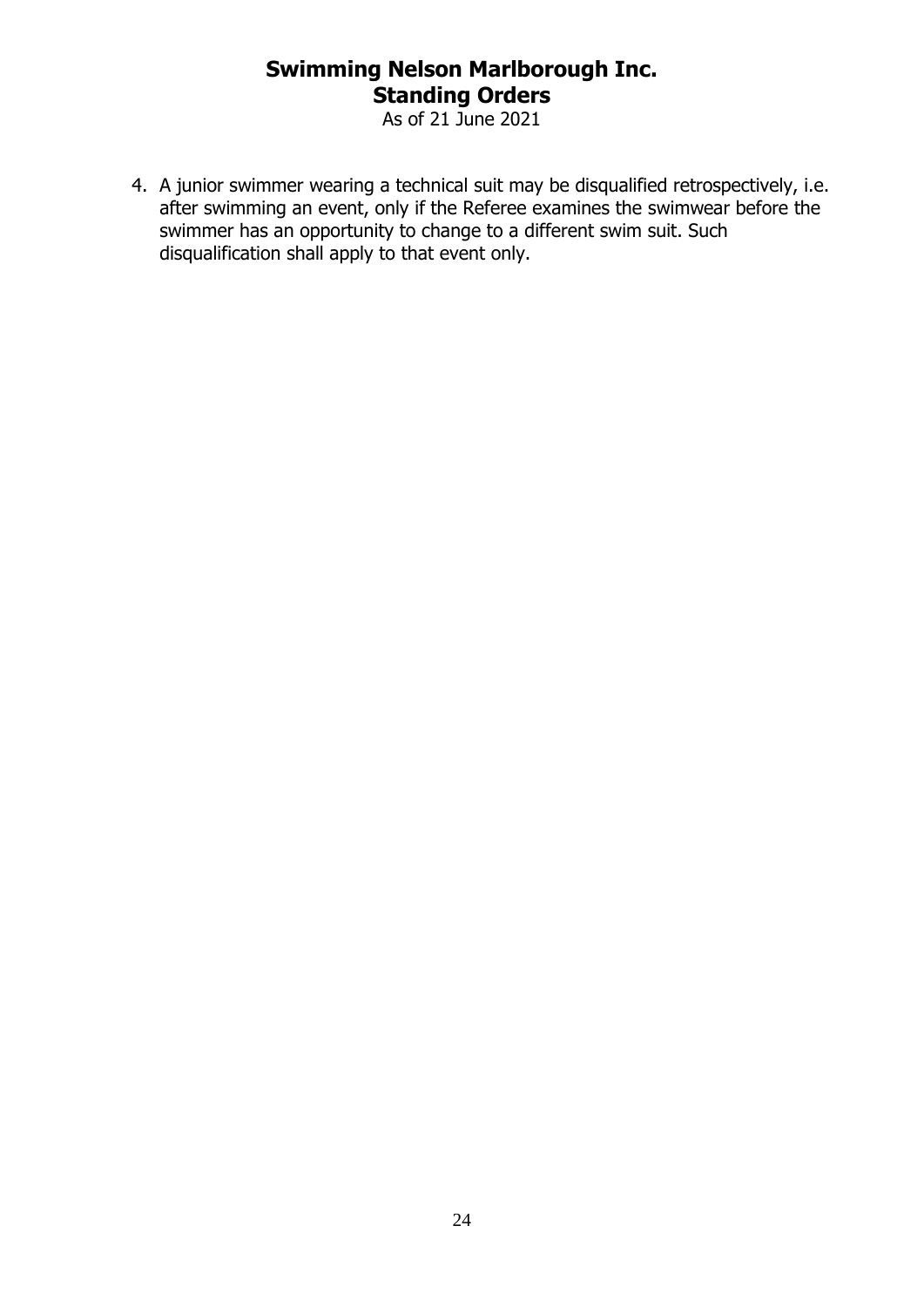4. A junior swimmer wearing a technical suit may be disqualified retrospectively, i.e. after swimming an event, only if the Referee examines the swimwear before the swimmer has an opportunity to change to a different swim suit. Such disqualification shall apply to that event only.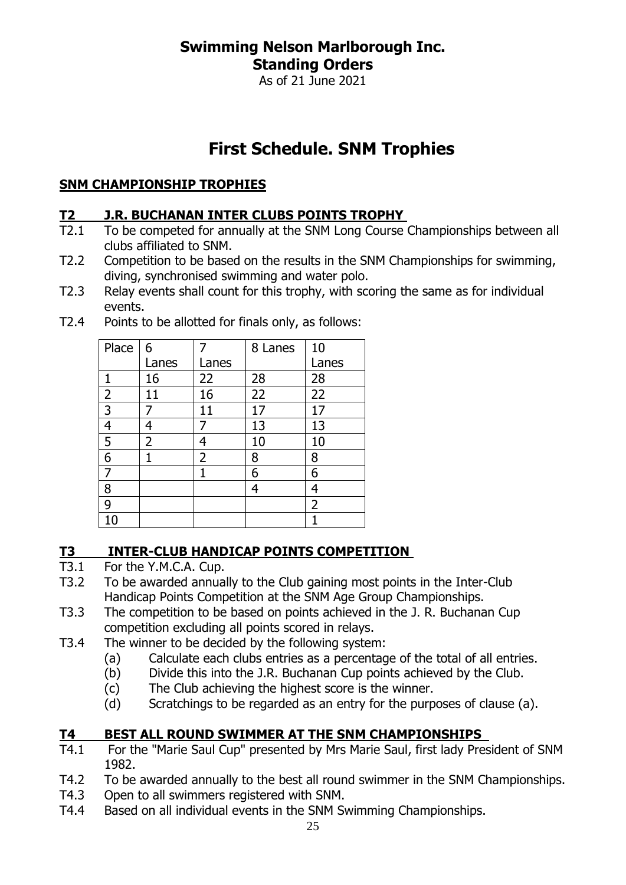# Swimming Nelson Marlborough Inc.
# Standing Orders

As of 21 June 2021

# First Schedule. SNM Trophies

## SNM CHAMPIONSHIP TROPHIES

### T2 J.R. BUCHANAN INTER CLUBS POINTS TROPHY

T2.1 To be competed for annually at the SNM Long Course Championships between all clubs affiliated to SNM.

T2.2 Competition to be based on the results in the SNM Championships for swimming, diving, synchronised swimming and water polo.

T2.3 Relay events shall count for this trophy, with scoring the same as for individual events.

T2.4 Points to be allotted for finals only, as follows:

| Place | 6 Lanes | 7 Lanes | 8 Lanes | 10 Lanes |
|---|---|---|---|---|
| 1 | 16 | 22 | 28 | 28 |
| 2 | 11 | 16 | 22 | 22 |
| 3 | 7 | 11 | 17 | 17 |
| 4 | 4 | 7 | 13 | 13 |
| 5 | 2 | 4 | 10 | 10 |
| 6 | 1 | 2 | 8 | 8 |
| 7 | | 1 | 6 | 6 |
| 8 | | | 4 | 4 |
| 9 | | | | 2 |
| 10 | | | | 1 |

### T3 INTER-CLUB HANDICAP POINTS COMPETITION

T3.1 For the Y.M.C.A. Cup.

T3.2 To be awarded annually to the Club gaining most points in the Inter-Club Handicap Points Competition at the SNM Age Group Championships.

T3.3 The competition to be based on points achieved in the J. R. Buchanan Cup competition excluding all points scored in relays.

T3.4 The winner to be decided by the following system:

- (a) Calculate each clubs entries as a percentage of the total of all entries.
- (b) Divide this into the J.R. Buchanan Cup points achieved by the Club.
- (c) The Club achieving the highest score is the winner.
- (d) Scratchings to be regarded as an entry for the purposes of clause (a).

### T4 BEST ALL ROUND SWIMMER AT THE SNM CHAMPIONSHIPS

T4.1 For the "Marie Saul Cup" presented by Mrs Marie Saul, first lady President of SNM 1982.

T4.2 To be awarded annually to the best all round swimmer in the SNM Championships.

T4.3 Open to all swimmers registered with SNM.

T4.4 Based on all individual events in the SNM Swimming Championships.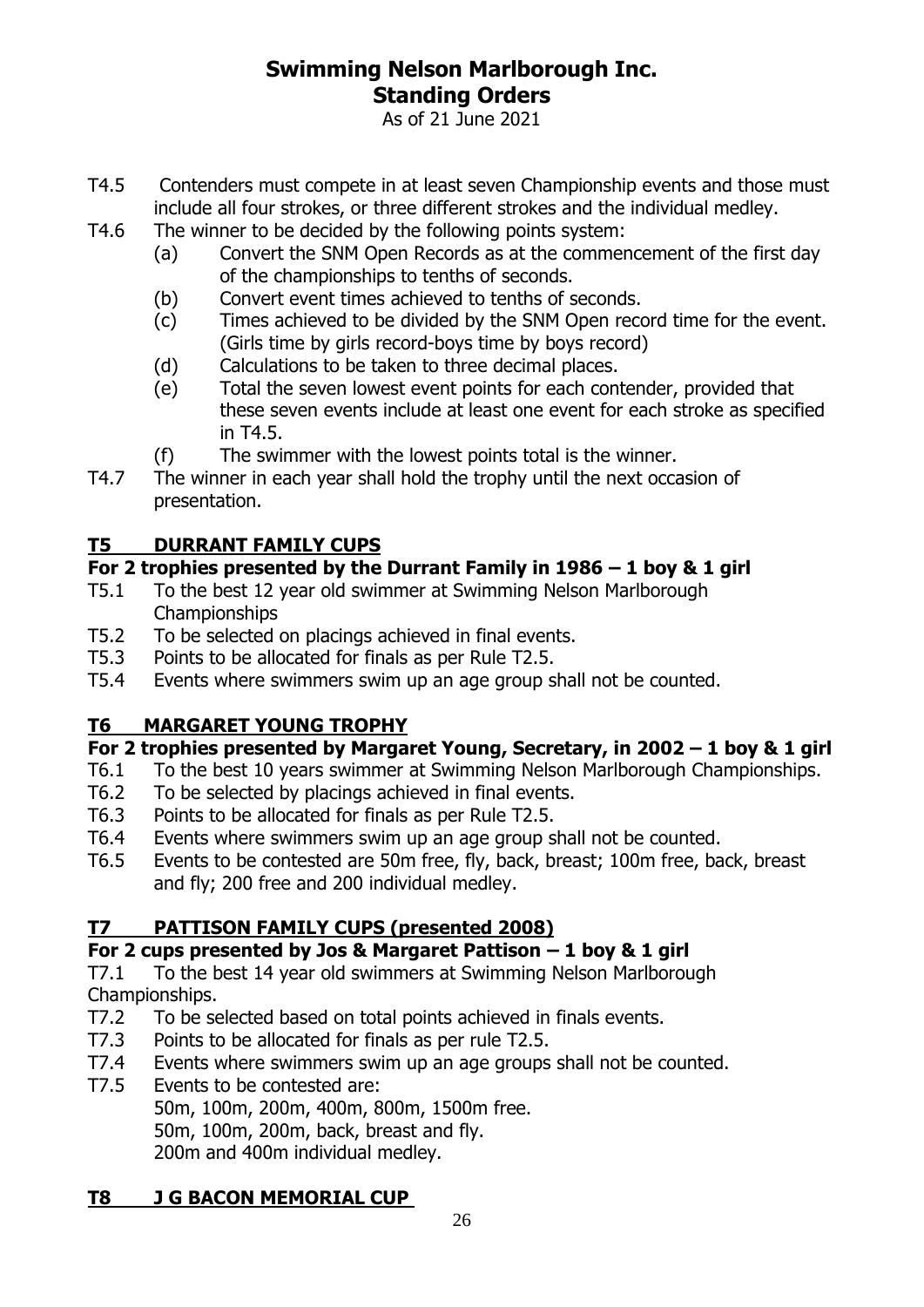- T4.5 Contenders must compete in at least seven Championship events and those must include all four strokes, or three different strokes and the individual medley.
- T4.6 The winner to be decided by the following points system:
  - (a) Convert the SNM Open Records as at the commencement of the first day of the championships to tenths of seconds.
  - (b) Convert event times achieved to tenths of seconds.
  - (c) Times achieved to be divided by the SNM Open record time for the event. (Girls time by girls record-boys time by boys record)
  - (d) Calculations to be taken to three decimal places.
  - (e) Total the seven lowest event points for each contender, provided that these seven events include at least one event for each stroke as specified in T4.5.
  - (f) The swimmer with the lowest points total is the winner.
- T4.7 The winner in each year shall hold the trophy until the next occasion of presentation.

## T5 DURRANT FAMILY CUPS

### For 2 trophies presented by the Durrant Family in 1986 – 1 boy & 1 girl

- T5.1 To the best 12 year old swimmer at Swimming Nelson Marlborough Championships
- T5.2 To be selected on placings achieved in final events.
- T5.3 Points to be allocated for finals as per Rule T2.5.
- T5.4 Events where swimmers swim up an age group shall not be counted.

## T6 MARGARET YOUNG TROPHY

### For 2 trophies presented by Margaret Young, Secretary, in 2002 – 1 boy & 1 girl

- T6.1 To the best 10 years swimmer at Swimming Nelson Marlborough Championships.
- T6.2 To be selected by placings achieved in final events.
- T6.3 Points to be allocated for finals as per Rule T2.5.
- T6.4 Events where swimmers swim up an age group shall not be counted.
- T6.5 Events to be contested are 50m free, fly, back, breast; 100m free, back, breast and fly; 200 free and 200 individual medley.

## T7 PATTISON FAMILY CUPS (presented 2008)

### For 2 cups presented by Jos & Margaret Pattison – 1 boy & 1 girl

- T7.1 To the best 14 year old swimmers at Swimming Nelson Marlborough Championships.
- T7.2 To be selected based on total points achieved in finals events.
- T7.3 Points to be allocated for finals as per rule T2.5.
- T7.4 Events where swimmers swim up an age groups shall not be counted.
- T7.5 Events to be contested are:
  50m, 100m, 200m, 400m, 800m, 1500m free.
  50m, 100m, 200m, back, breast and fly.
  200m and 400m individual medley.

## T8 J G BACON MEMORIAL CUP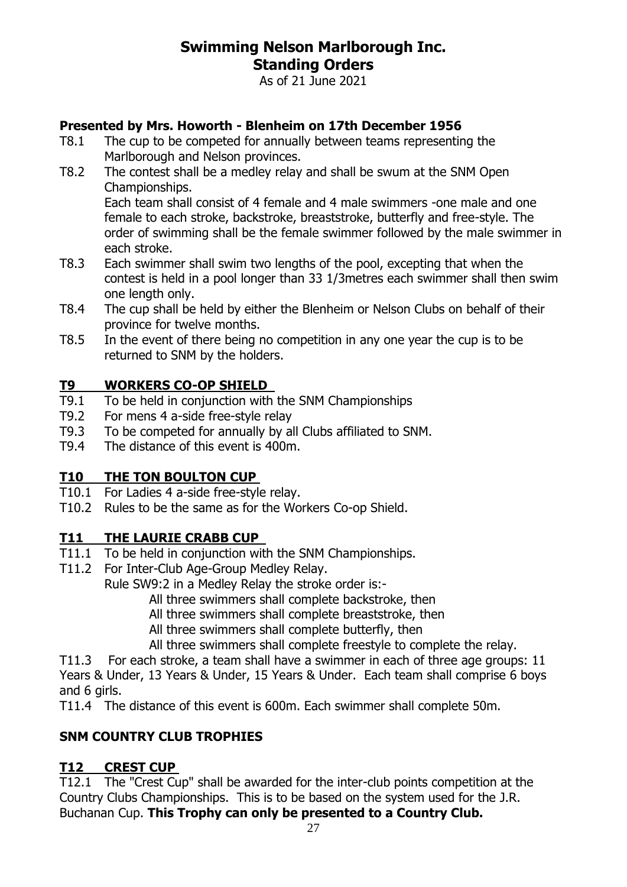**Presented by Mrs. Howorth - Blenheim on 17th December 1956**

T8.1 The cup to be competed for annually between teams representing the Marlborough and Nelson provinces.

T8.2 The contest shall be a medley relay and shall be swum at the SNM Open Championships.
Each team shall consist of 4 female and 4 male swimmers -one male and one female to each stroke, backstroke, breaststroke, butterfly and free-style. The order of swimming shall be the female swimmer followed by the male swimmer in each stroke.

T8.3 Each swimmer shall swim two lengths of the pool, excepting that when the contest is held in a pool longer than 33 1/3metres each swimmer shall then swim one length only.

T8.4 The cup shall be held by either the Blenheim or Nelson Clubs on behalf of their province for twelve months.

T8.5 In the event of there being no competition in any one year the cup is to be returned to SNM by the holders.

## T9 WORKERS CO-OP SHIELD

T9.1 To be held in conjunction with the SNM Championships

T9.2 For mens 4 a-side free-style relay

T9.3 To be competed for annually by all Clubs affiliated to SNM.

T9.4 The distance of this event is 400m.

## T10 THE TON BOULTON CUP

T10.1 For Ladies 4 a-side free-style relay.

T10.2 Rules to be the same as for the Workers Co-op Shield.

## T11 THE LAURIE CRABB CUP

T11.1 To be held in conjunction with the SNM Championships.

T11.2 For Inter-Club Age-Group Medley Relay.
Rule SW9:2 in a Medley Relay the stroke order is:-
All three swimmers shall complete backstroke, then
All three swimmers shall complete breaststroke, then
All three swimmers shall complete butterfly, then
All three swimmers shall complete freestyle to complete the relay.

T11.3 For each stroke, a team shall have a swimmer in each of three age groups: 11 Years & Under, 13 Years & Under, 15 Years & Under. Each team shall comprise 6 boys and 6 girls.

T11.4 The distance of this event is 600m. Each swimmer shall complete 50m.

## SNM COUNTRY CLUB TROPHIES

## T12 CREST CUP

T12.1 The "Crest Cup" shall be awarded for the inter-club points competition at the Country Clubs Championships. This is to be based on the system used for the J.R. Buchanan Cup. **This Trophy can only be presented to a Country Club.**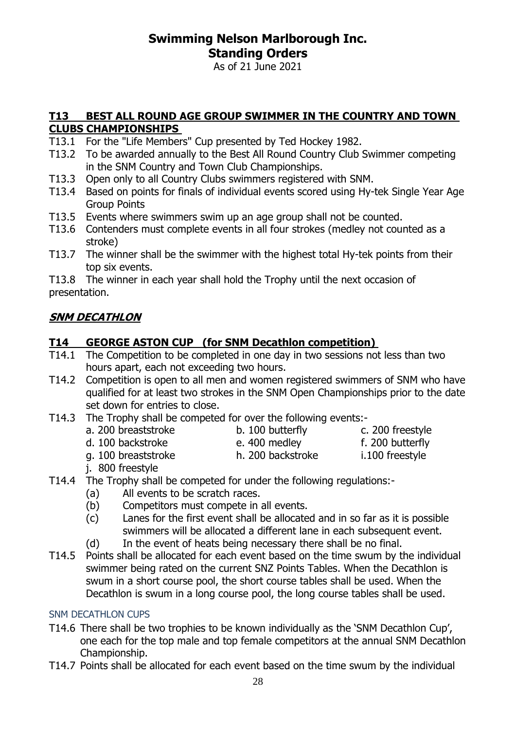## T13 BEST ALL ROUND AGE GROUP SWIMMER IN THE COUNTRY AND TOWN CLUBS CHAMPIONSHIPS

T13.1 For the "Life Members" Cup presented by Ted Hockey 1982.

T13.2 To be awarded annually to the Best All Round Country Club Swimmer competing in the SNM Country and Town Club Championships.

T13.3 Open only to all Country Clubs swimmers registered with SNM.

T13.4 Based on points for finals of individual events scored using Hy-tek Single Year Age Group Points

T13.5 Events where swimmers swim up an age group shall not be counted.

T13.6 Contenders must complete events in all four strokes (medley not counted as a stroke)

T13.7 The winner shall be the swimmer with the highest total Hy-tek points from their top six events.

T13.8 The winner in each year shall hold the Trophy until the next occasion of presentation.

## *SNM DECATHLON*

## T14 GEORGE ASTON CUP (for SNM Decathlon competition)

T14.1 The Competition to be completed in one day in two sessions not less than two hours apart, each not exceeding two hours.

T14.2 Competition is open to all men and women registered swimmers of SNM who have qualified for at least two strokes in the SNM Open Championships prior to the date set down for entries to close.

T14.3 The Trophy shall be competed for over the following events:-

- a. 200 breaststroke
- b. 100 butterfly
- c. 200 freestyle
- d. 100 backstroke
- e. 400 medley
- f. 200 butterfly
- g. 100 breaststroke
- h. 200 backstroke
- i. 100 freestyle
- j. 800 freestyle

T14.4 The Trophy shall be competed for under the following regulations:-

- (a) All events to be scratch races.
- (b) Competitors must compete in all events.
- (c) Lanes for the first event shall be allocated and in so far as it is possible swimmers will be allocated a different lane in each subsequent event.
- (d) In the event of heats being necessary there shall be no final.

T14.5 Points shall be allocated for each event based on the time swum by the individual swimmer being rated on the current SNZ Points Tables. When the Decathlon is swum in a short course pool, the short course tables shall be used. When the Decathlon is swum in a long course pool, the long course tables shall be used.

### SNM DECATHLON CUPS

T14.6 There shall be two trophies to be known individually as the 'SNM Decathlon Cup', one each for the top male and top female competitors at the annual SNM Decathlon Championship.

T14.7 Points shall be allocated for each event based on the time swum by the individual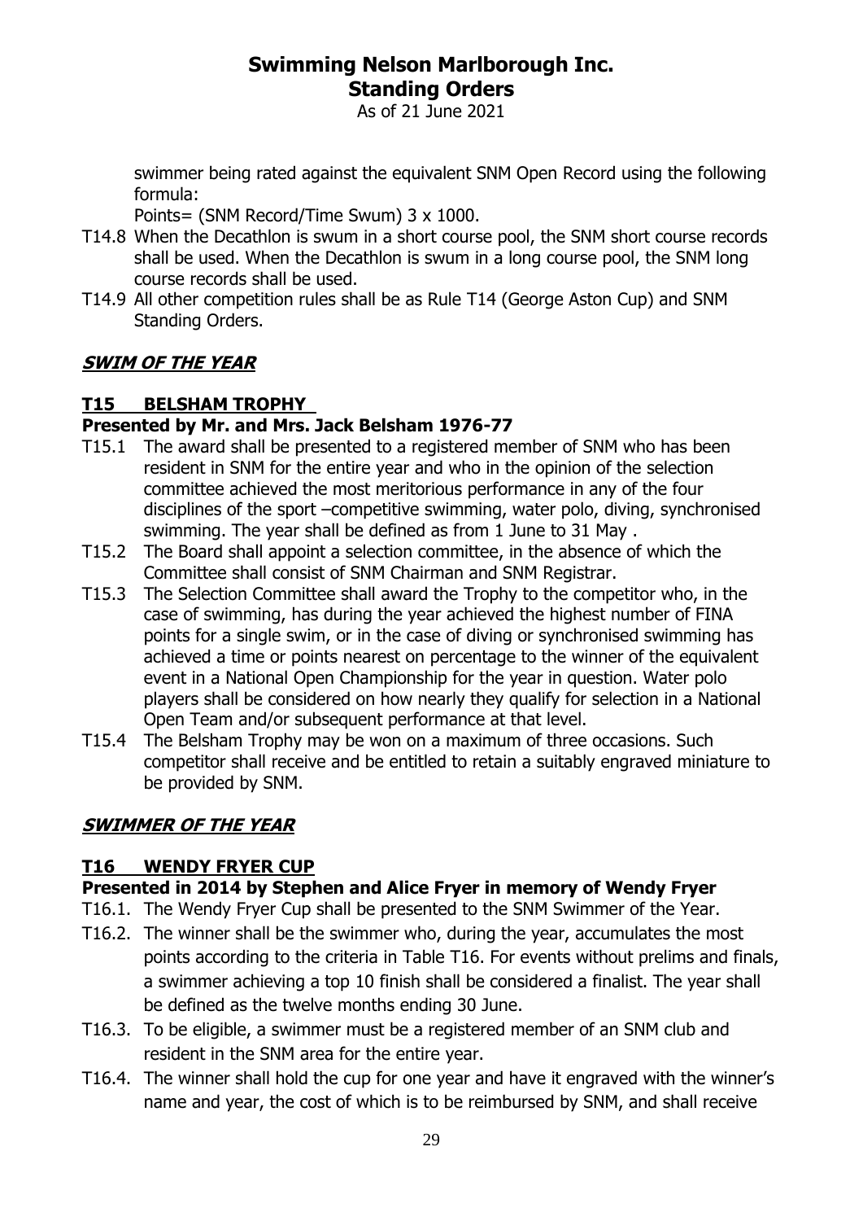swimmer being rated against the equivalent SNM Open Record using the following formula:

Points= (SNM Record/Time Swum) 3 x 1000.

- T14.8 When the Decathlon is swum in a short course pool, the SNM short course records shall be used. When the Decathlon is swum in a long course pool, the SNM long course records shall be used.
- T14.9 All other competition rules shall be as Rule T14 (George Aston Cup) and SNM Standing Orders.

## ***SWIM OF THE YEAR***

### T15 BELSHAM TROPHY

**Presented by Mr. and Mrs. Jack Belsham 1976-77**

- T15.1 The award shall be presented to a registered member of SNM who has been resident in SNM for the entire year and who in the opinion of the selection committee achieved the most meritorious performance in any of the four disciplines of the sport –competitive swimming, water polo, diving, synchronised swimming. The year shall be defined as from 1 June to 31 May .
- T15.2 The Board shall appoint a selection committee, in the absence of which the Committee shall consist of SNM Chairman and SNM Registrar.
- T15.3 The Selection Committee shall award the Trophy to the competitor who, in the case of swimming, has during the year achieved the highest number of FINA points for a single swim, or in the case of diving or synchronised swimming has achieved a time or points nearest on percentage to the winner of the equivalent event in a National Open Championship for the year in question. Water polo players shall be considered on how nearly they qualify for selection in a National Open Team and/or subsequent performance at that level.
- T15.4 The Belsham Trophy may be won on a maximum of three occasions. Such competitor shall receive and be entitled to retain a suitably engraved miniature to be provided by SNM.

## ***SWIMMER OF THE YEAR***

### T16 WENDY FRYER CUP

**Presented in 2014 by Stephen and Alice Fryer in memory of Wendy Fryer**

- T16.1. The Wendy Fryer Cup shall be presented to the SNM Swimmer of the Year.
- T16.2. The winner shall be the swimmer who, during the year, accumulates the most points according to the criteria in Table T16. For events without prelims and finals, a swimmer achieving a top 10 finish shall be considered a finalist. The year shall be defined as the twelve months ending 30 June.
- T16.3. To be eligible, a swimmer must be a registered member of an SNM club and resident in the SNM area for the entire year.
- T16.4. The winner shall hold the cup for one year and have it engraved with the winner's name and year, the cost of which is to be reimbursed by SNM, and shall receive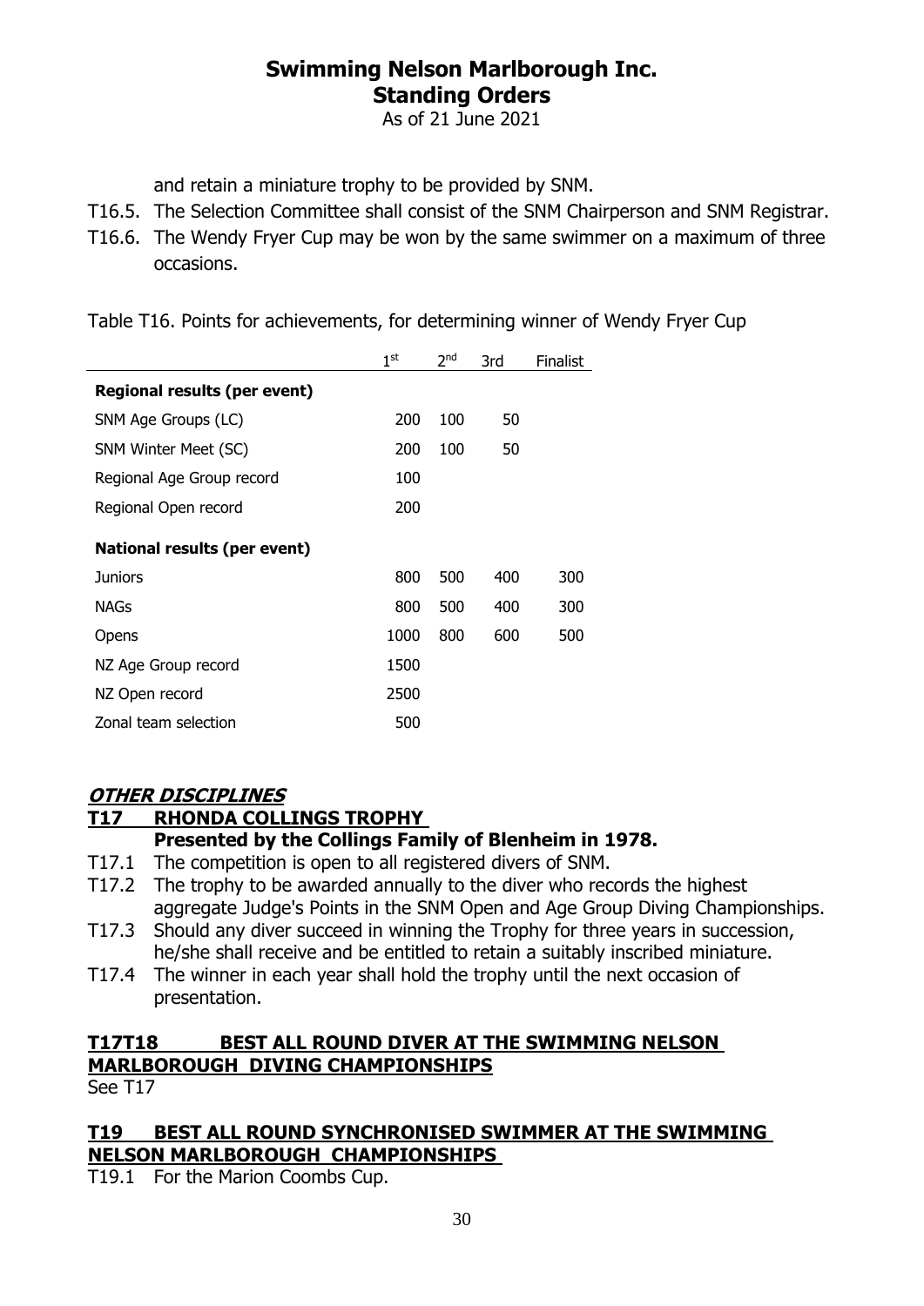and retain a miniature trophy to be provided by SNM.

T16.5. The Selection Committee shall consist of the SNM Chairperson and SNM Registrar.

T16.6. The Wendy Fryer Cup may be won by the same swimmer on a maximum of three occasions.

Table T16. Points for achievements, for determining winner of Wendy Fryer Cup

| | 1st | 2nd | 3rd | Finalist |
|---|---|---|---|---|
| **Regional results (per event)** | | | | |
| SNM Age Groups (LC) | 200 | 100 | 50 | |
| SNM Winter Meet (SC) | 200 | 100 | 50 | |
| Regional Age Group record | 100 | | | |
| Regional Open record | 200 | | | |
| **National results (per event)** | | | | |
| Juniors | 800 | 500 | 400 | 300 |
| NAGs | 800 | 500 | 400 | 300 |
| Opens | 1000 | 800 | 600 | 500 |
| NZ Age Group record | 1500 | | | |
| NZ Open record | 2500 | | | |
| Zonal team selection | 500 | | | |

## ***OTHER DISCIPLINES***

### T17 RHONDA COLLINGS TROPHY

**Presented by the Collings Family of Blenheim in 1978.**

T17.1 The competition is open to all registered divers of SNM.

T17.2 The trophy to be awarded annually to the diver who records the highest aggregate Judge's Points in the SNM Open and Age Group Diving Championships.

T17.3 Should any diver succeed in winning the Trophy for three years in succession, he/she shall receive and be entitled to retain a suitably inscribed miniature.

T17.4 The winner in each year shall hold the trophy until the next occasion of presentation.

### T17T18 BEST ALL ROUND DIVER AT THE SWIMMING NELSON MARLBOROUGH DIVING CHAMPIONSHIPS

See T17

### T19 BEST ALL ROUND SYNCHRONISED SWIMMER AT THE SWIMMING NELSON MARLBOROUGH CHAMPIONSHIPS

T19.1 For the Marion Coombs Cup.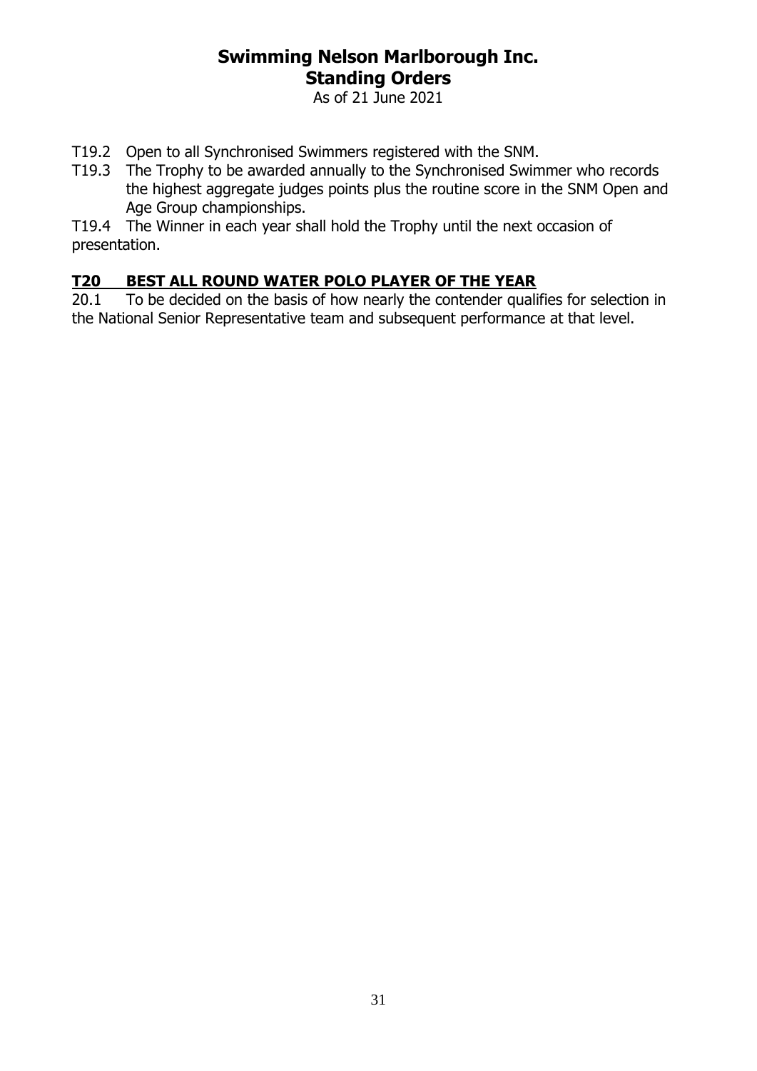T19.2 Open to all Synchronised Swimmers registered with the SNM.

T19.3 The Trophy to be awarded annually to the Synchronised Swimmer who records the highest aggregate judges points plus the routine score in the SNM Open and Age Group championships.

T19.4 The Winner in each year shall hold the Trophy until the next occasion of presentation.

## T20 BEST ALL ROUND WATER POLO PLAYER OF THE YEAR

20.1 To be decided on the basis of how nearly the contender qualifies for selection in the National Senior Representative team and subsequent performance at that level.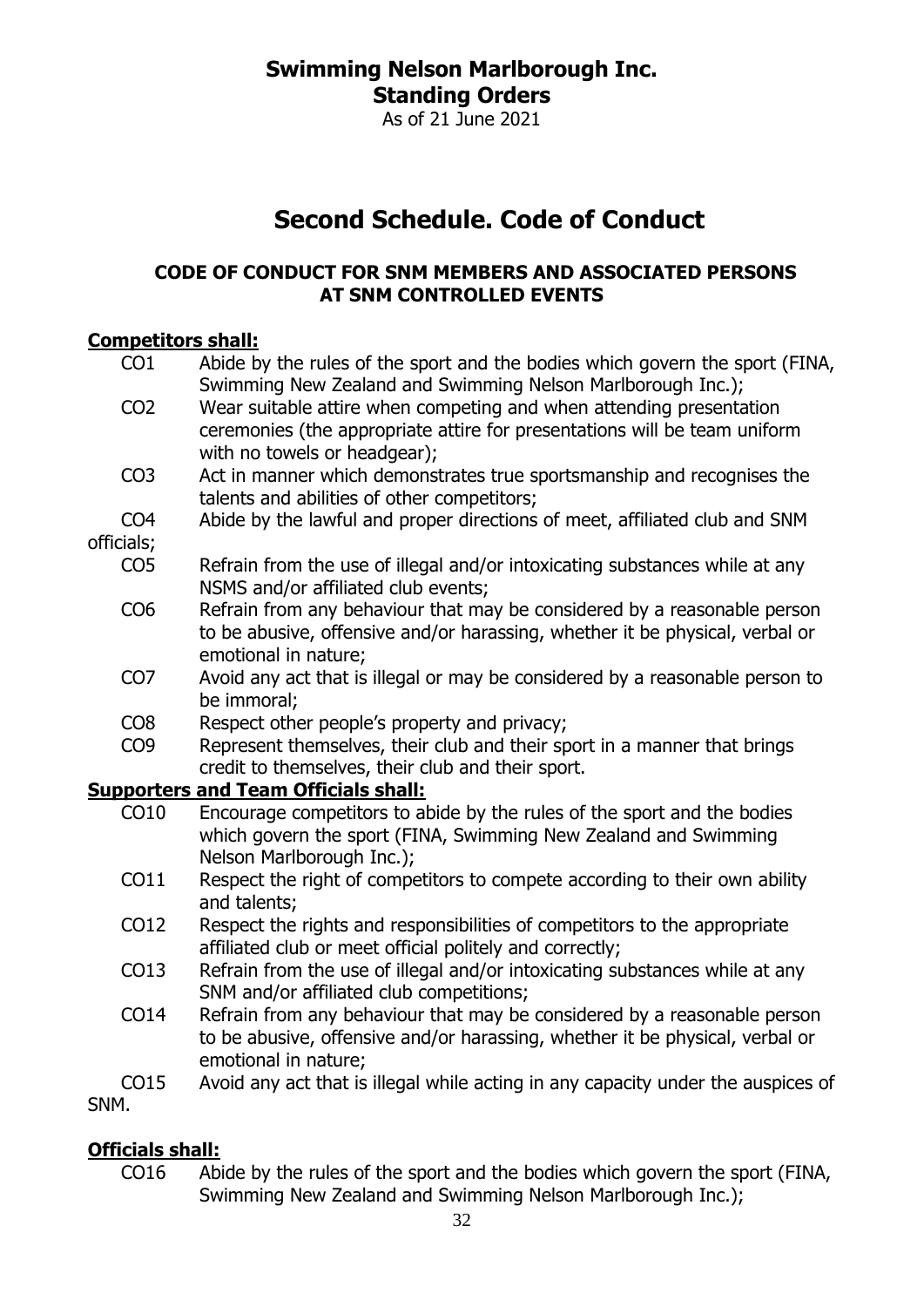# Swimming Nelson Marlborough Inc.
## Standing Orders

As of 21 June 2021

# Second Schedule. Code of Conduct

### CODE OF CONDUCT FOR SNM MEMBERS AND ASSOCIATED PERSONS AT SNM CONTROLLED EVENTS

**Competitors shall:**

- CO1 Abide by the rules of the sport and the bodies which govern the sport (FINA, Swimming New Zealand and Swimming Nelson Marlborough Inc.);
- CO2 Wear suitable attire when competing and when attending presentation ceremonies (the appropriate attire for presentations will be team uniform with no towels or headgear);
- CO3 Act in manner which demonstrates true sportsmanship and recognises the talents and abilities of other competitors;
- CO4 Abide by the lawful and proper directions of meet, affiliated club and SNM officials;
- CO5 Refrain from the use of illegal and/or intoxicating substances while at any NSMS and/or affiliated club events;
- CO6 Refrain from any behaviour that may be considered by a reasonable person to be abusive, offensive and/or harassing, whether it be physical, verbal or emotional in nature;
- CO7 Avoid any act that is illegal or may be considered by a reasonable person to be immoral;
- CO8 Respect other people's property and privacy;
- CO9 Represent themselves, their club and their sport in a manner that brings credit to themselves, their club and their sport.

**Supporters and Team Officials shall:**

- CO10 Encourage competitors to abide by the rules of the sport and the bodies which govern the sport (FINA, Swimming New Zealand and Swimming Nelson Marlborough Inc.);
- CO11 Respect the right of competitors to compete according to their own ability and talents;
- CO12 Respect the rights and responsibilities of competitors to the appropriate affiliated club or meet official politely and correctly;
- CO13 Refrain from the use of illegal and/or intoxicating substances while at any SNM and/or affiliated club competitions;
- CO14 Refrain from any behaviour that may be considered by a reasonable person to be abusive, offensive and/or harassing, whether it be physical, verbal or emotional in nature;
- CO15 Avoid any act that is illegal while acting in any capacity under the auspices of SNM.

**Officials shall:**

- CO16 Abide by the rules of the sport and the bodies which govern the sport (FINA, Swimming New Zealand and Swimming Nelson Marlborough Inc.);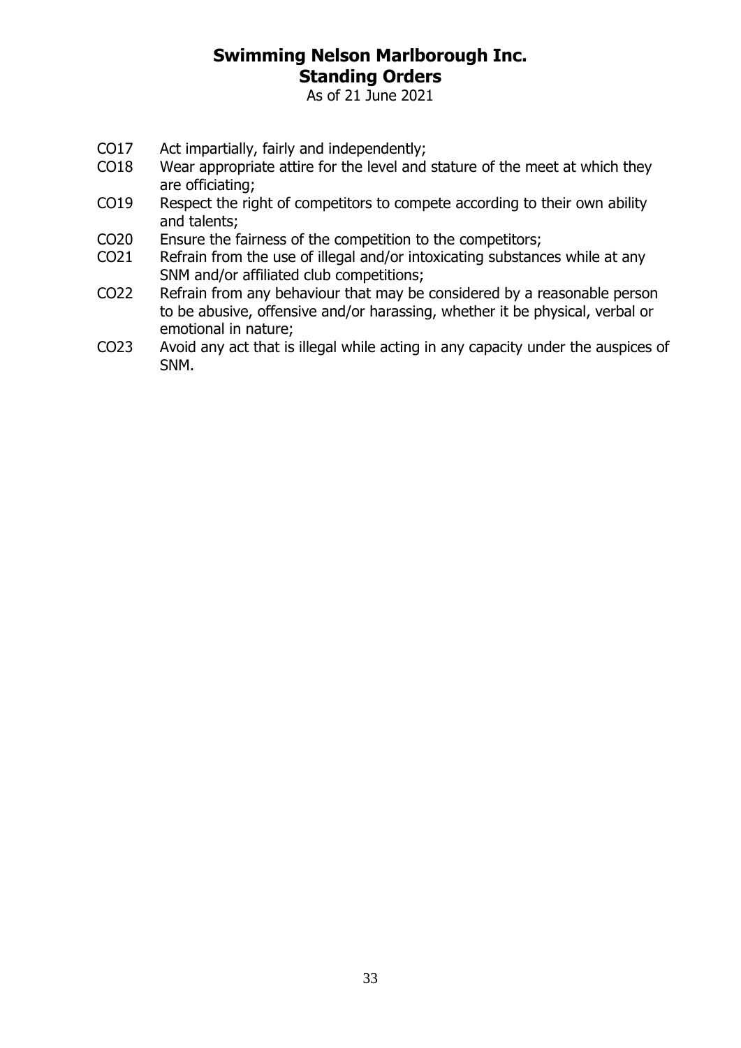CO17 Act impartially, fairly and independently;

CO18 Wear appropriate attire for the level and stature of the meet at which they are officiating;

CO19 Respect the right of competitors to compete according to their own ability and talents;

CO20 Ensure the fairness of the competition to the competitors;

CO21 Refrain from the use of illegal and/or intoxicating substances while at any SNM and/or affiliated club competitions;

CO22 Refrain from any behaviour that may be considered by a reasonable person to be abusive, offensive and/or harassing, whether it be physical, verbal or emotional in nature;

CO23 Avoid any act that is illegal while acting in any capacity under the auspices of SNM.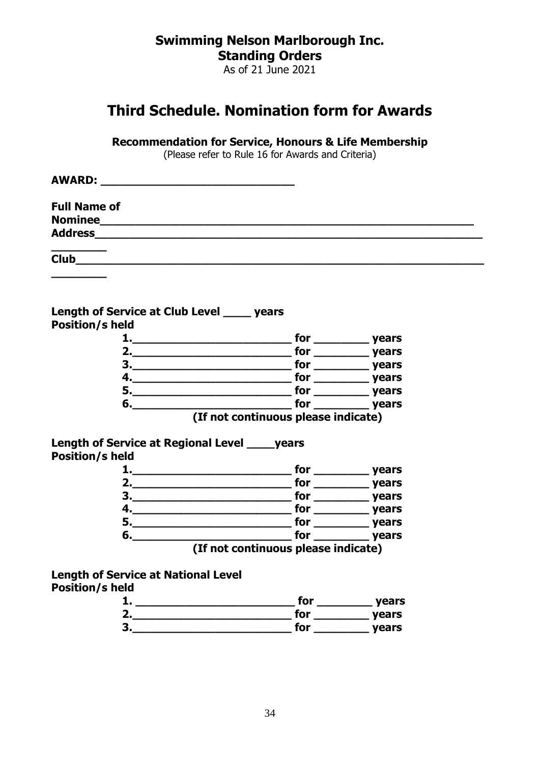**Swimming Nelson Marlborough Inc.**
**Standing Orders**
As of 21 June 2021

# Third Schedule. Nomination form for Awards

**Recommendation for Service, Honours & Life Membership**
(Please refer to Rule 16 for Awards and Criteria)

**AWARD: ______________________________**

**Full Name of**
**Nominee__________________________________________________________**
**Address____________________________________________________________**
**________**
**Club_______________________________________________________________**
**________**

**Length of Service at Club Level ____ years**
**Position/s held**

1.________________________ for ________ years
2.________________________ for ________ years
3.________________________ for ________ years
4.________________________ for ________ years
5.________________________ for ________ years
6.________________________ for ________ years

**(If not continuous please indicate)**

**Length of Service at Regional Level ____years**
**Position/s held**

1.________________________ for ________ years
2.________________________ for ________ years
3.________________________ for ________ years
4.________________________ for ________ years
5.________________________ for ________ years
6.________________________ for ________ years

**(If not continuous please indicate)**

**Length of Service at National Level**
**Position/s held**

1. ________________________ for ________ years
2.________________________ for ________ years
3.________________________ for ________ years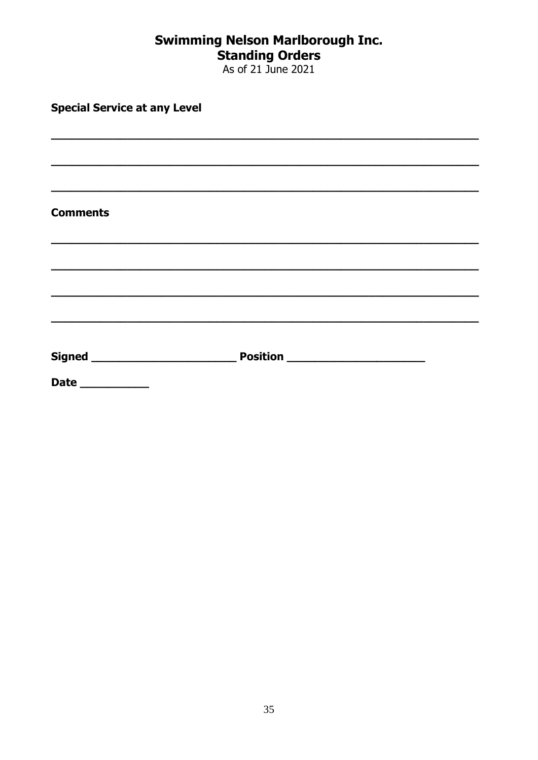**Special Service at any Level**

______________________________________________________________

______________________________________________________________

______________________________________________________________

**Comments**

______________________________________________________________

______________________________________________________________

______________________________________________________________

______________________________________________________________

**Signed** ______________________ **Position** _____________________

**Date** __________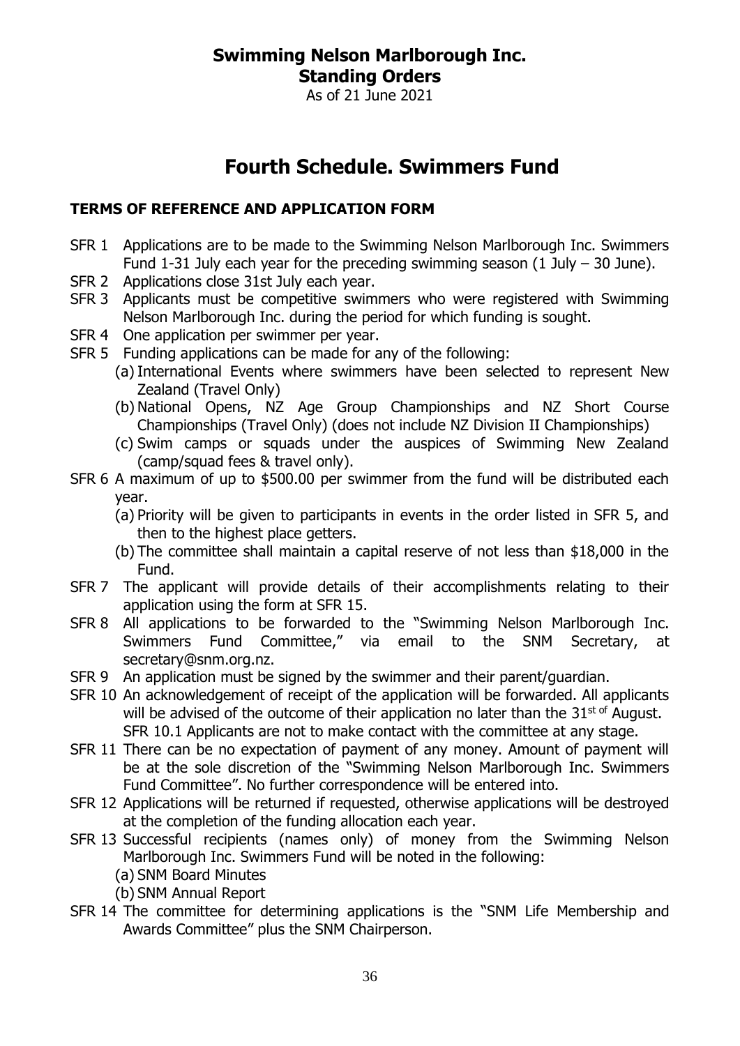# Swimming Nelson Marlborough Inc.
## Standing Orders

As of 21 June 2021

# Fourth Schedule. Swimmers Fund

### TERMS OF REFERENCE AND APPLICATION FORM

SFR 1 Applications are to be made to the Swimming Nelson Marlborough Inc. Swimmers Fund 1-31 July each year for the preceding swimming season (1 July – 30 June).

SFR 2 Applications close 31st July each year.

SFR 3 Applicants must be competitive swimmers who were registered with Swimming Nelson Marlborough Inc. during the period for which funding is sought.

SFR 4 One application per swimmer per year.

SFR 5 Funding applications can be made for any of the following:

- (a) International Events where swimmers have been selected to represent New Zealand (Travel Only)
- (b) National Opens, NZ Age Group Championships and NZ Short Course Championships (Travel Only) (does not include NZ Division II Championships)
- (c) Swim camps or squads under the auspices of Swimming New Zealand (camp/squad fees & travel only).

SFR 6 A maximum of up to $500.00 per swimmer from the fund will be distributed each year.

- (a) Priority will be given to participants in events in the order listed in SFR 5, and then to the highest place getters.
- (b) The committee shall maintain a capital reserve of not less than $18,000 in the Fund.

SFR 7 The applicant will provide details of their accomplishments relating to their application using the form at SFR 15.

SFR 8 All applications to be forwarded to the "Swimming Nelson Marlborough Inc. Swimmers Fund Committee," via email to the SNM Secretary, at secretary@snm.org.nz.

SFR 9 An application must be signed by the swimmer and their parent/guardian.

SFR 10 An acknowledgement of receipt of the application will be forwarded. All applicants will be advised of the outcome of their application no later than the 31st of August.
SFR 10.1 Applicants are not to make contact with the committee at any stage.

SFR 11 There can be no expectation of payment of any money. Amount of payment will be at the sole discretion of the "Swimming Nelson Marlborough Inc. Swimmers Fund Committee". No further correspondence will be entered into.

SFR 12 Applications will be returned if requested, otherwise applications will be destroyed at the completion of the funding allocation each year.

SFR 13 Successful recipients (names only) of money from the Swimming Nelson Marlborough Inc. Swimmers Fund will be noted in the following:

- (a) SNM Board Minutes
- (b) SNM Annual Report

SFR 14 The committee for determining applications is the "SNM Life Membership and Awards Committee" plus the SNM Chairperson.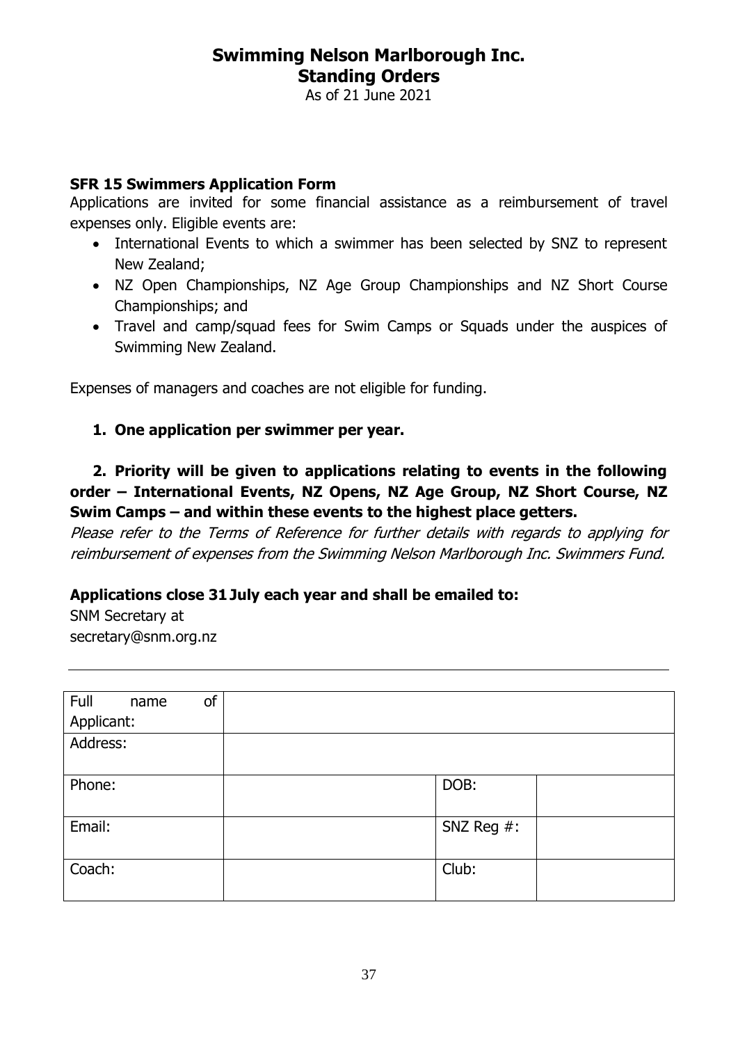# Swimming Nelson Marlborough Inc.
## Standing Orders

As of 21 June 2021

### SFR 15 Swimmers Application Form

Applications are invited for some financial assistance as a reimbursement of travel expenses only. Eligible events are:

- International Events to which a swimmer has been selected by SNZ to represent New Zealand;
- NZ Open Championships, NZ Age Group Championships and NZ Short Course Championships; and
- Travel and camp/squad fees for Swim Camps or Squads under the auspices of Swimming New Zealand.

Expenses of managers and coaches are not eligible for funding.

**1. One application per swimmer per year.**

**2. Priority will be given to applications relating to events in the following order – International Events, NZ Opens, NZ Age Group, NZ Short Course, NZ Swim Camps – and within these events to the highest place getters.**

*Please refer to the Terms of Reference for further details with regards to applying for reimbursement of expenses from the Swimming Nelson Marlborough Inc. Swimmers Fund.*

**Applications close 31 July each year and shall be emailed to:**

SNM Secretary at
secretary@snm.org.nz

---

| Full name of Applicant: | | | |
|---|---|---|---|
| Address: | | | |
| Phone: | | DOB: | |
| Email: | | SNZ Reg #: | |
| Coach: | | Club: | |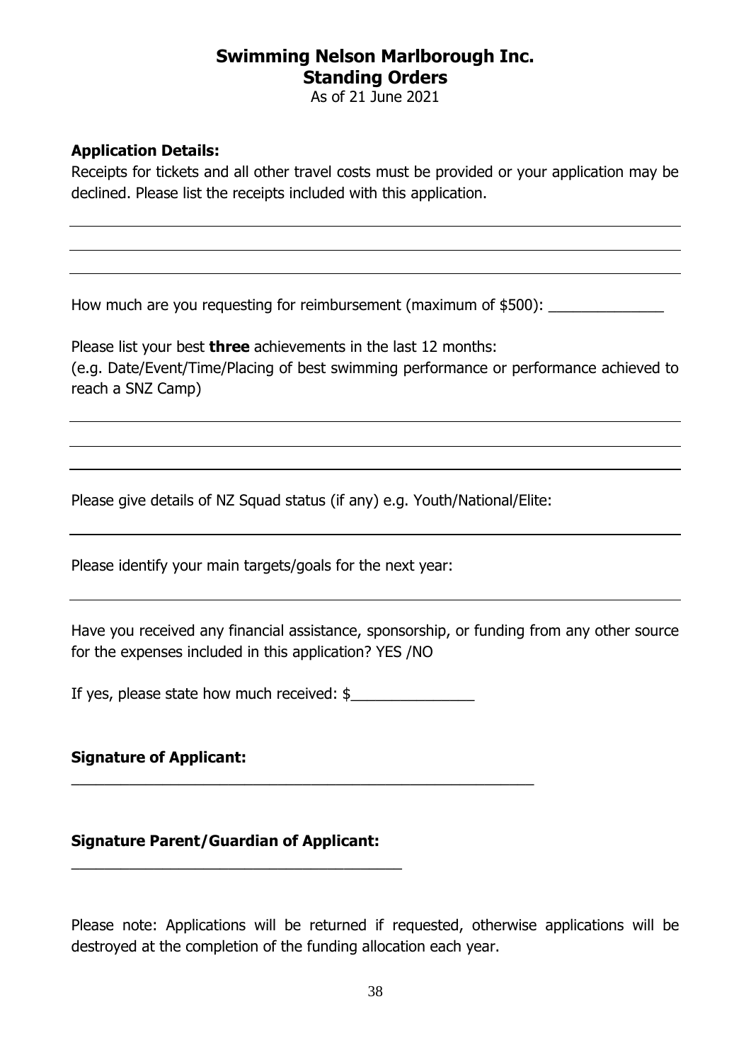# Swimming Nelson Marlborough Inc.
## Standing Orders
As of 21 June 2021

**Application Details:**

Receipts for tickets and all other travel costs must be provided or your application may be declined. Please list the receipts included with this application.

______________________________________________________________________________

______________________________________________________________________________

______________________________________________________________________________

How much are you requesting for reimbursement (maximum of $500): ______________

Please list your best **three** achievements in the last 12 months:
(e.g. Date/Event/Time/Placing of best swimming performance or performance achieved to reach a SNZ Camp)

______________________________________________________________________________

______________________________________________________________________________

______________________________________________________________________________

Please give details of NZ Squad status (if any) e.g. Youth/National/Elite:

______________________________________________________________________________

Please identify your main targets/goals for the next year:

______________________________________________________________________________

Have you received any financial assistance, sponsorship, or funding from any other source for the expenses included in this application? YES /NO

If yes, please state how much received: $_______________

**Signature of Applicant:**

_________________________________________________________

**Signature Parent/Guardian of Applicant:**

________________________________________

Please note: Applications will be returned if requested, otherwise applications will be destroyed at the completion of the funding allocation each year.